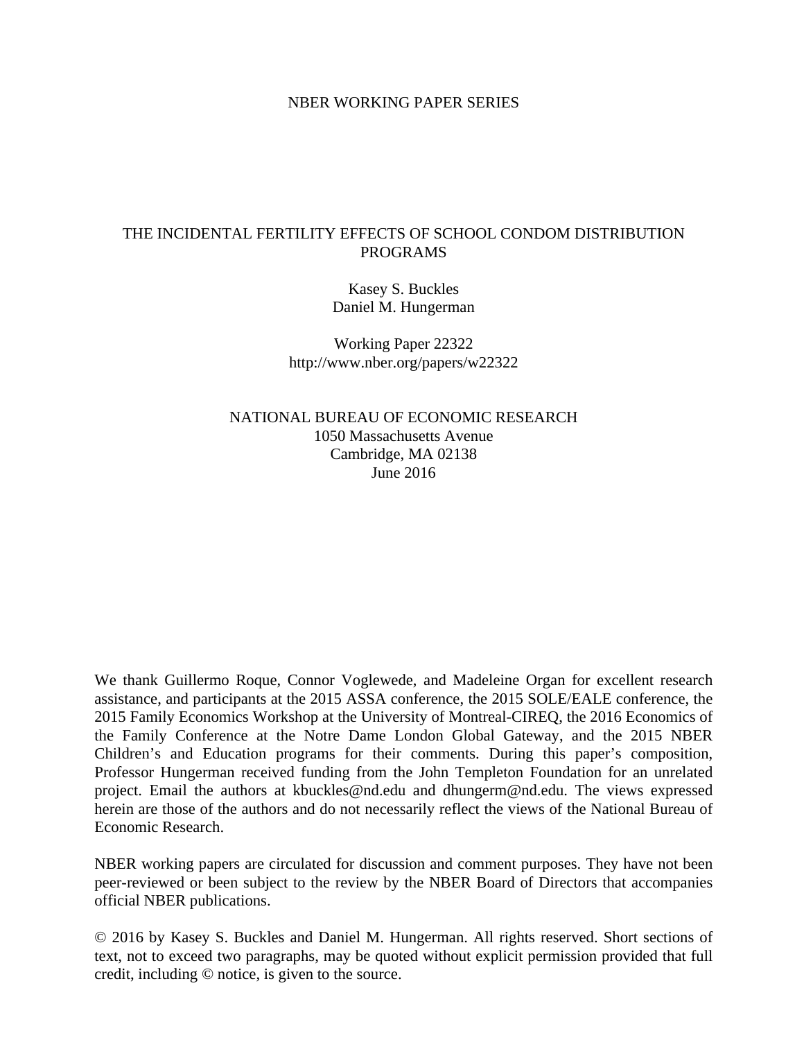NBER WORKING PAPER SERIES

# THE INCIDENTAL FERTILITY EFFECTS OF SCHOOL CONDOM DISTRIBUTION PROGRAMS

Kasey S. Buckles
Daniel M. Hungerman

Working Paper 22322
http://www.nber.org/papers/w22322

NATIONAL BUREAU OF ECONOMIC RESEARCH
1050 Massachusetts Avenue
Cambridge, MA 02138
June 2016

We thank Guillermo Roque, Connor Voglewede, and Madeleine Organ for excellent research assistance, and participants at the 2015 ASSA conference, the 2015 SOLE/EALE conference, the 2015 Family Economics Workshop at the University of Montreal-CIREQ, the 2016 Economics of the Family Conference at the Notre Dame London Global Gateway, and the 2015 NBER Children's and Education programs for their comments. During this paper's composition, Professor Hungerman received funding from the John Templeton Foundation for an unrelated project. Email the authors at kbuckles@nd.edu and dhungerm@nd.edu. The views expressed herein are those of the authors and do not necessarily reflect the views of the National Bureau of Economic Research.

NBER working papers are circulated for discussion and comment purposes. They have not been peer-reviewed or been subject to the review by the NBER Board of Directors that accompanies official NBER publications.

© 2016 by Kasey S. Buckles and Daniel M. Hungerman. All rights reserved. Short sections of text, not to exceed two paragraphs, may be quoted without explicit permission provided that full credit, including © notice, is given to the source.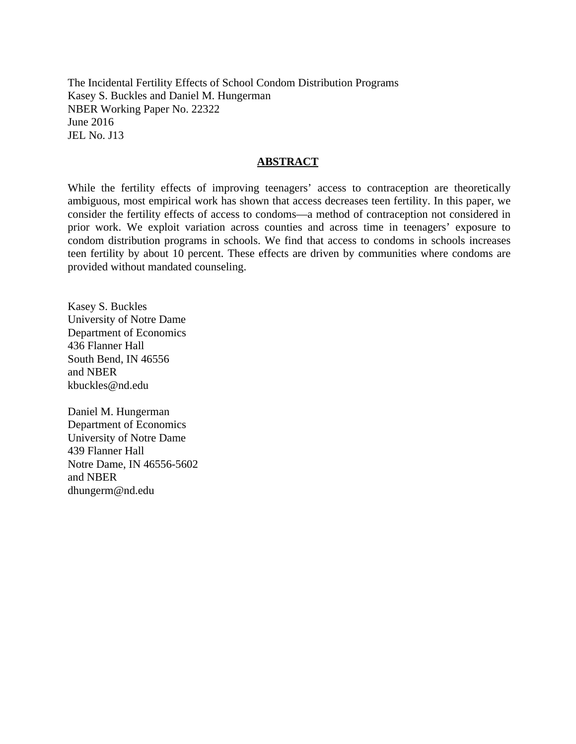The Incidental Fertility Effects of School Condom Distribution Programs
Kasey S. Buckles and Daniel M. Hungerman
NBER Working Paper No. 22322
June 2016
JEL No. J13

## ABSTRACT

While the fertility effects of improving teenagers' access to contraception are theoretically ambiguous, most empirical work has shown that access decreases teen fertility. In this paper, we consider the fertility effects of access to condoms—a method of contraception not considered in prior work. We exploit variation across counties and across time in teenagers' exposure to condom distribution programs in schools. We find that access to condoms in schools increases teen fertility by about 10 percent. These effects are driven by communities where condoms are provided without mandated counseling.

Kasey S. Buckles
University of Notre Dame
Department of Economics
436 Flanner Hall
South Bend, IN 46556
and NBER
kbuckles@nd.edu

Daniel M. Hungerman
Department of Economics
University of Notre Dame
439 Flanner Hall
Notre Dame, IN 46556-5602
and NBER
dhungerm@nd.edu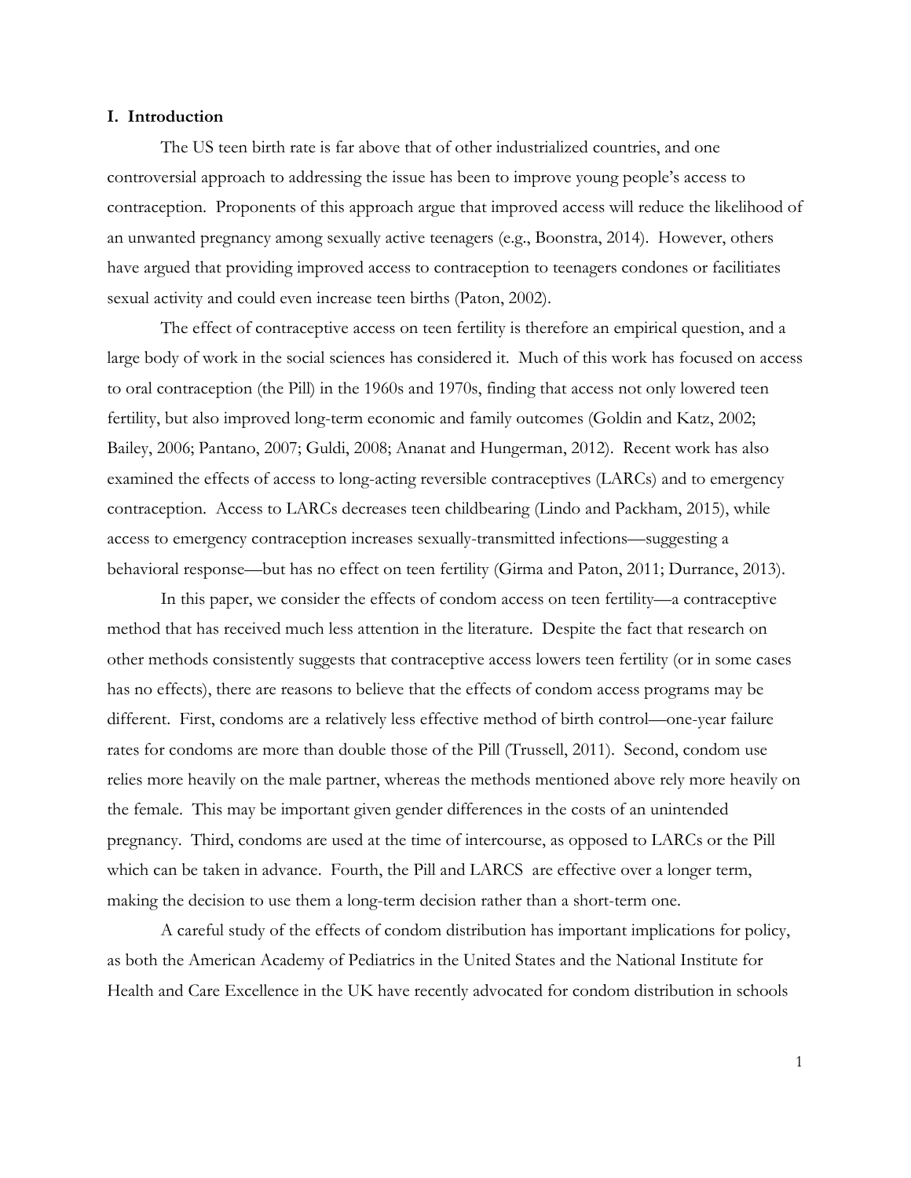## I. Introduction

The US teen birth rate is far above that of other industrialized countries, and one controversial approach to addressing the issue has been to improve young people's access to contraception. Proponents of this approach argue that improved access will reduce the likelihood of an unwanted pregnancy among sexually active teenagers (e.g., Boonstra, 2014). However, others have argued that providing improved access to contraception to teenagers condones or facilitiates sexual activity and could even increase teen births (Paton, 2002).

The effect of contraceptive access on teen fertility is therefore an empirical question, and a large body of work in the social sciences has considered it. Much of this work has focused on access to oral contraception (the Pill) in the 1960s and 1970s, finding that access not only lowered teen fertility, but also improved long-term economic and family outcomes (Goldin and Katz, 2002; Bailey, 2006; Pantano, 2007; Guldi, 2008; Ananat and Hungerman, 2012). Recent work has also examined the effects of access to long-acting reversible contraceptives (LARCs) and to emergency contraception. Access to LARCs decreases teen childbearing (Lindo and Packham, 2015), while access to emergency contraception increases sexually-transmitted infections—suggesting a behavioral response—but has no effect on teen fertility (Girma and Paton, 2011; Durrance, 2013).

In this paper, we consider the effects of condom access on teen fertility—a contraceptive method that has received much less attention in the literature. Despite the fact that research on other methods consistently suggests that contraceptive access lowers teen fertility (or in some cases has no effects), there are reasons to believe that the effects of condom access programs may be different. First, condoms are a relatively less effective method of birth control—one-year failure rates for condoms are more than double those of the Pill (Trussell, 2011). Second, condom use relies more heavily on the male partner, whereas the methods mentioned above rely more heavily on the female. This may be important given gender differences in the costs of an unintended pregnancy. Third, condoms are used at the time of intercourse, as opposed to LARCs or the Pill which can be taken in advance. Fourth, the Pill and LARCS are effective over a longer term, making the decision to use them a long-term decision rather than a short-term one.

A careful study of the effects of condom distribution has important implications for policy, as both the American Academy of Pediatrics in the United States and the National Institute for Health and Care Excellence in the UK have recently advocated for condom distribution in schools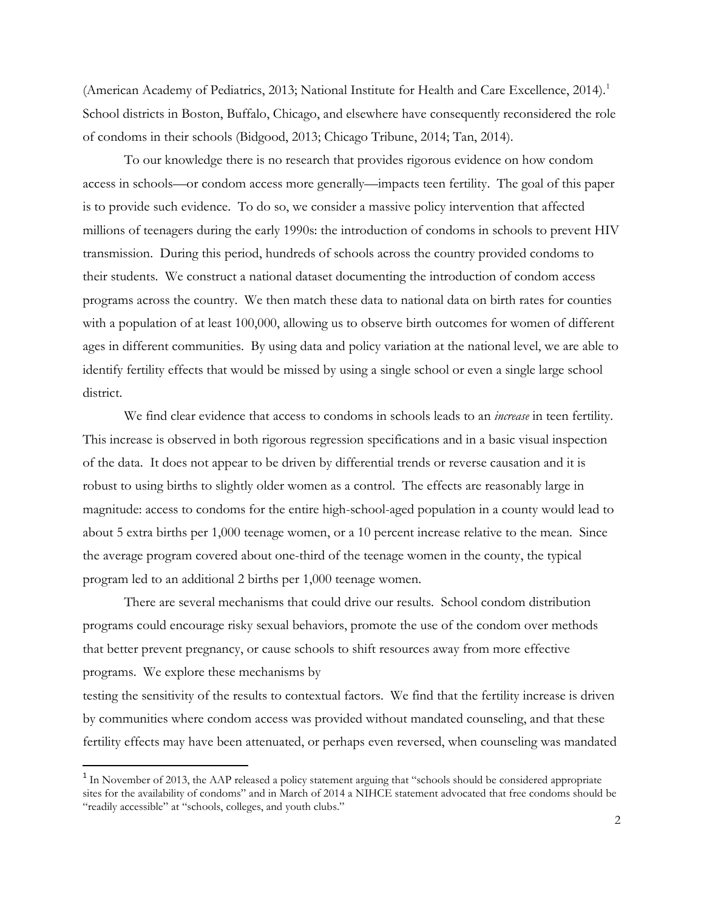(American Academy of Pediatrics, 2013; National Institute for Health and Care Excellence, 2014).[1] School districts in Boston, Buffalo, Chicago, and elsewhere have consequently reconsidered the role of condoms in their schools (Bidgood, 2013; Chicago Tribune, 2014; Tan, 2014).

To our knowledge there is no research that provides rigorous evidence on how condom access in schools—or condom access more generally—impacts teen fertility. The goal of this paper is to provide such evidence. To do so, we consider a massive policy intervention that affected millions of teenagers during the early 1990s: the introduction of condoms in schools to prevent HIV transmission. During this period, hundreds of schools across the country provided condoms to their students. We construct a national dataset documenting the introduction of condom access programs across the country. We then match these data to national data on birth rates for counties with a population of at least 100,000, allowing us to observe birth outcomes for women of different ages in different communities. By using data and policy variation at the national level, we are able to identify fertility effects that would be missed by using a single school or even a single large school district.

We find clear evidence that access to condoms in schools leads to an *increase* in teen fertility. This increase is observed in both rigorous regression specifications and in a basic visual inspection of the data. It does not appear to be driven by differential trends or reverse causation and it is robust to using births to slightly older women as a control. The effects are reasonably large in magnitude: access to condoms for the entire high-school-aged population in a county would lead to about 5 extra births per 1,000 teenage women, or a 10 percent increase relative to the mean. Since the average program covered about one-third of the teenage women in the county, the typical program led to an additional 2 births per 1,000 teenage women.

There are several mechanisms that could drive our results. School condom distribution programs could encourage risky sexual behaviors, promote the use of the condom over methods that better prevent pregnancy, or cause schools to shift resources away from more effective programs. We explore these mechanisms by testing the sensitivity of the results to contextual factors. We find that the fertility increase is driven by communities where condom access was provided without mandated counseling, and that these fertility effects may have been attenuated, or perhaps even reversed, when counseling was mandated

[1] In November of 2013, the AAP released a policy statement arguing that "schools should be considered appropriate sites for the availability of condoms" and in March of 2014 a NIHCE statement advocated that free condoms should be "readily accessible" at "schools, colleges, and youth clubs."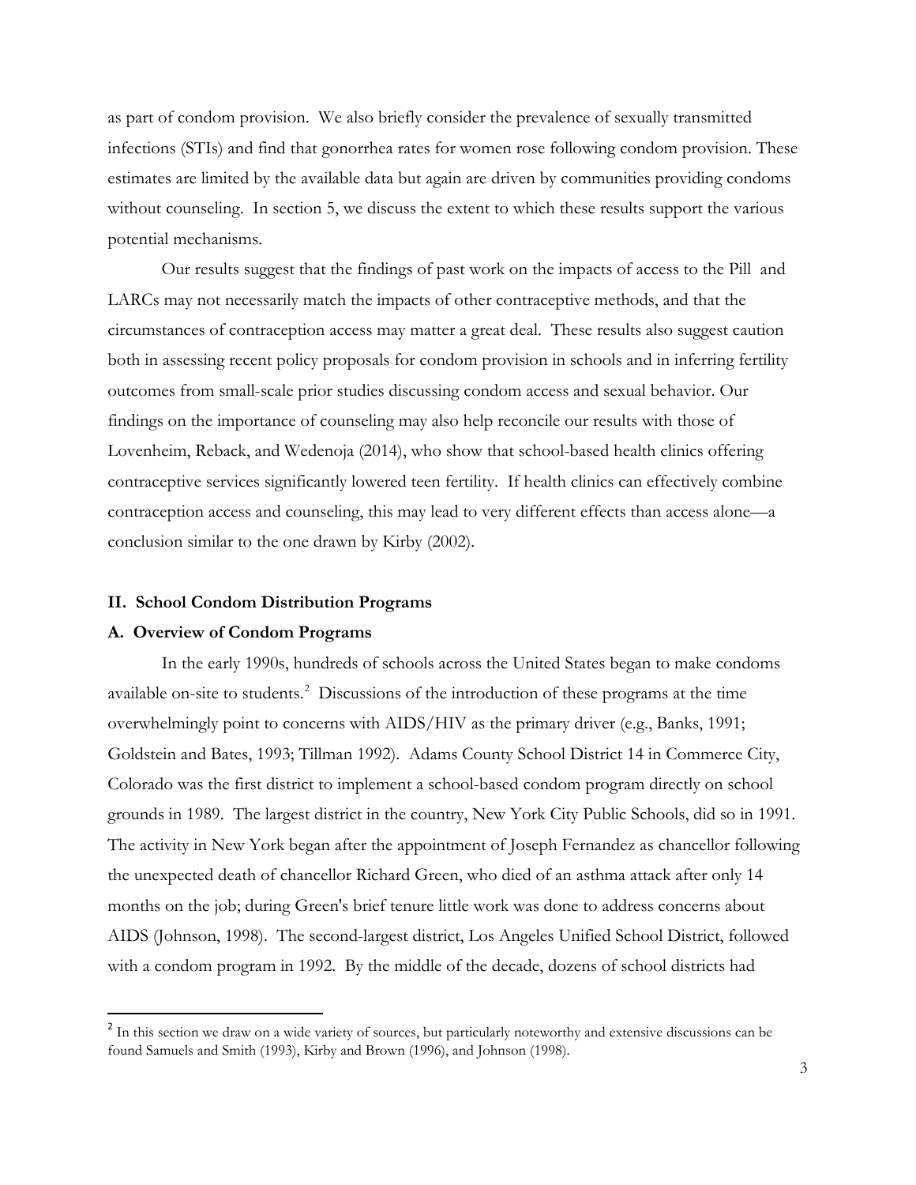as part of condom provision. We also briefly consider the prevalence of sexually transmitted infections (STIs) and find that gonorrhea rates for women rose following condom provision. These estimates are limited by the available data but again are driven by communities providing condoms without counseling. In section 5, we discuss the extent to which these results support the various potential mechanisms.

Our results suggest that the findings of past work on the impacts of access to the Pill and LARCs may not necessarily match the impacts of other contraceptive methods, and that the circumstances of contraception access may matter a great deal. These results also suggest caution both in assessing recent policy proposals for condom provision in schools and in inferring fertility outcomes from small-scale prior studies discussing condom access and sexual behavior. Our findings on the importance of counseling may also help reconcile our results with those of Lovenheim, Reback, and Wedenoja (2014), who show that school-based health clinics offering contraceptive services significantly lowered teen fertility. If health clinics can effectively combine contraception access and counseling, this may lead to very different effects than access alone—a conclusion similar to the one drawn by Kirby (2002).

## II. School Condom Distribution Programs

### A. Overview of Condom Programs

In the early 1990s, hundreds of schools across the United States began to make condoms available on-site to students.[2] Discussions of the introduction of these programs at the time overwhelmingly point to concerns with AIDS/HIV as the primary driver (e.g., Banks, 1991; Goldstein and Bates, 1993; Tillman 1992). Adams County School District 14 in Commerce City, Colorado was the first district to implement a school-based condom program directly on school grounds in 1989. The largest district in the country, New York City Public Schools, did so in 1991. The activity in New York began after the appointment of Joseph Fernandez as chancellor following the unexpected death of chancellor Richard Green, who died of an asthma attack after only 14 months on the job; during Green's brief tenure little work was done to address concerns about AIDS (Johnson, 1998). The second-largest district, Los Angeles Unified School District, followed with a condom program in 1992. By the middle of the decade, dozens of school districts had

[2] In this section we draw on a wide variety of sources, but particularly noteworthy and extensive discussions can be found Samuels and Smith (1993), Kirby and Brown (1996), and Johnson (1998).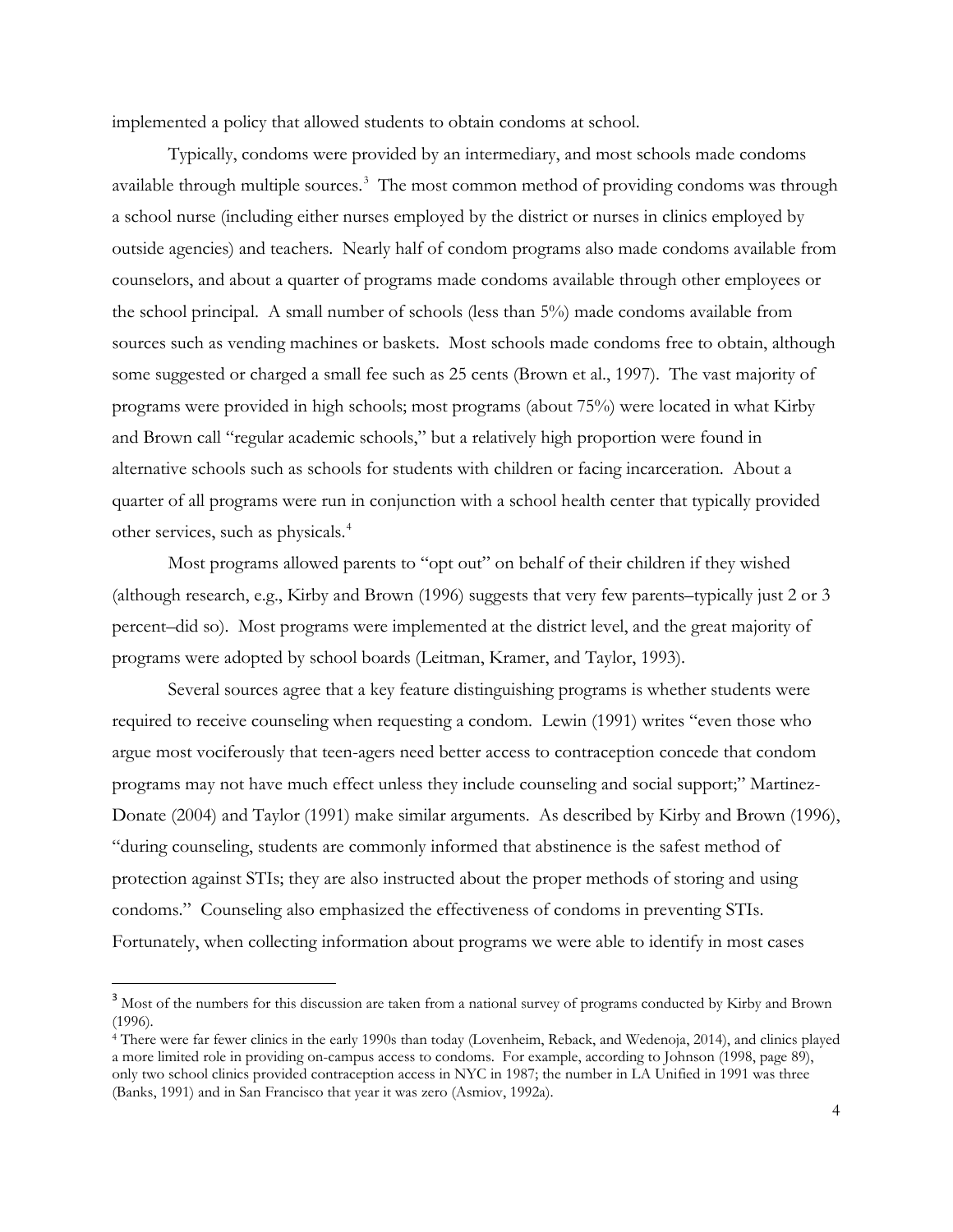implemented a policy that allowed students to obtain condoms at school.

Typically, condoms were provided by an intermediary, and most schools made condoms available through multiple sources.[3] The most common method of providing condoms was through a school nurse (including either nurses employed by the district or nurses in clinics employed by outside agencies) and teachers. Nearly half of condom programs also made condoms available from counselors, and about a quarter of programs made condoms available through other employees or the school principal. A small number of schools (less than 5%) made condoms available from sources such as vending machines or baskets. Most schools made condoms free to obtain, although some suggested or charged a small fee such as 25 cents (Brown et al., 1997). The vast majority of programs were provided in high schools; most programs (about 75%) were located in what Kirby and Brown call "regular academic schools," but a relatively high proportion were found in alternative schools such as schools for students with children or facing incarceration. About a quarter of all programs were run in conjunction with a school health center that typically provided other services, such as physicals.[4]

Most programs allowed parents to "opt out" on behalf of their children if they wished (although research, e.g., Kirby and Brown (1996) suggests that very few parents–typically just 2 or 3 percent–did so). Most programs were implemented at the district level, and the great majority of programs were adopted by school boards (Leitman, Kramer, and Taylor, 1993).

Several sources agree that a key feature distinguishing programs is whether students were required to receive counseling when requesting a condom. Lewin (1991) writes "even those who argue most vociferously that teen-agers need better access to contraception concede that condom programs may not have much effect unless they include counseling and social support;" Martinez-Donate (2004) and Taylor (1991) make similar arguments. As described by Kirby and Brown (1996), "during counseling, students are commonly informed that abstinence is the safest method of protection against STIs; they are also instructed about the proper methods of storing and using condoms." Counseling also emphasized the effectiveness of condoms in preventing STIs. Fortunately, when collecting information about programs we were able to identify in most cases

[3] Most of the numbers for this discussion are taken from a national survey of programs conducted by Kirby and Brown (1996).

[4] There were far fewer clinics in the early 1990s than today (Lovenheim, Reback, and Wedenoja, 2014), and clinics played a more limited role in providing on-campus access to condoms. For example, according to Johnson (1998, page 89), only two school clinics provided contraception access in NYC in 1987; the number in LA Unified in 1991 was three (Banks, 1991) and in San Francisco that year it was zero (Asmiov, 1992a).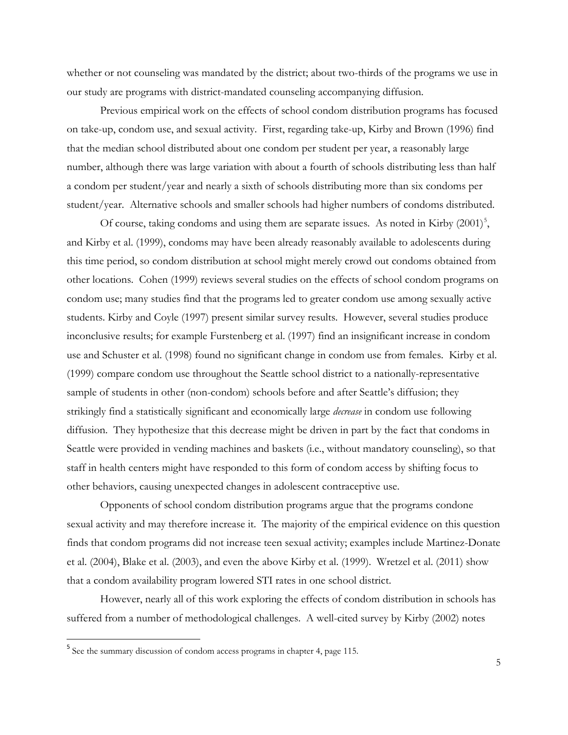whether or not counseling was mandated by the district; about two-thirds of the programs we use in our study are programs with district-mandated counseling accompanying diffusion.

Previous empirical work on the effects of school condom distribution programs has focused on take-up, condom use, and sexual activity. First, regarding take-up, Kirby and Brown (1996) find that the median school distributed about one condom per student per year, a reasonably large number, although there was large variation with about a fourth of schools distributing less than half a condom per student/year and nearly a sixth of schools distributing more than six condoms per student/year. Alternative schools and smaller schools had higher numbers of condoms distributed.

Of course, taking condoms and using them are separate issues. As noted in Kirby (2001)[5], and Kirby et al. (1999), condoms may have been already reasonably available to adolescents during this time period, so condom distribution at school might merely crowd out condoms obtained from other locations. Cohen (1999) reviews several studies on the effects of school condom programs on condom use; many studies find that the programs led to greater condom use among sexually active students. Kirby and Coyle (1997) present similar survey results. However, several studies produce inconclusive results; for example Furstenberg et al. (1997) find an insignificant increase in condom use and Schuster et al. (1998) found no significant change in condom use from females. Kirby et al. (1999) compare condom use throughout the Seattle school district to a nationally-representative sample of students in other (non-condom) schools before and after Seattle's diffusion; they strikingly find a statistically significant and economically large *decrease* in condom use following diffusion. They hypothesize that this decrease might be driven in part by the fact that condoms in Seattle were provided in vending machines and baskets (i.e., without mandatory counseling), so that staff in health centers might have responded to this form of condom access by shifting focus to other behaviors, causing unexpected changes in adolescent contraceptive use.

Opponents of school condom distribution programs argue that the programs condone sexual activity and may therefore increase it. The majority of the empirical evidence on this question finds that condom programs did not increase teen sexual activity; examples include Martinez-Donate et al. (2004), Blake et al. (2003), and even the above Kirby et al. (1999). Wretzel et al. (2011) show that a condom availability program lowered STI rates in one school district.

However, nearly all of this work exploring the effects of condom distribution in schools has suffered from a number of methodological challenges. A well-cited survey by Kirby (2002) notes

[5] See the summary discussion of condom access programs in chapter 4, page 115.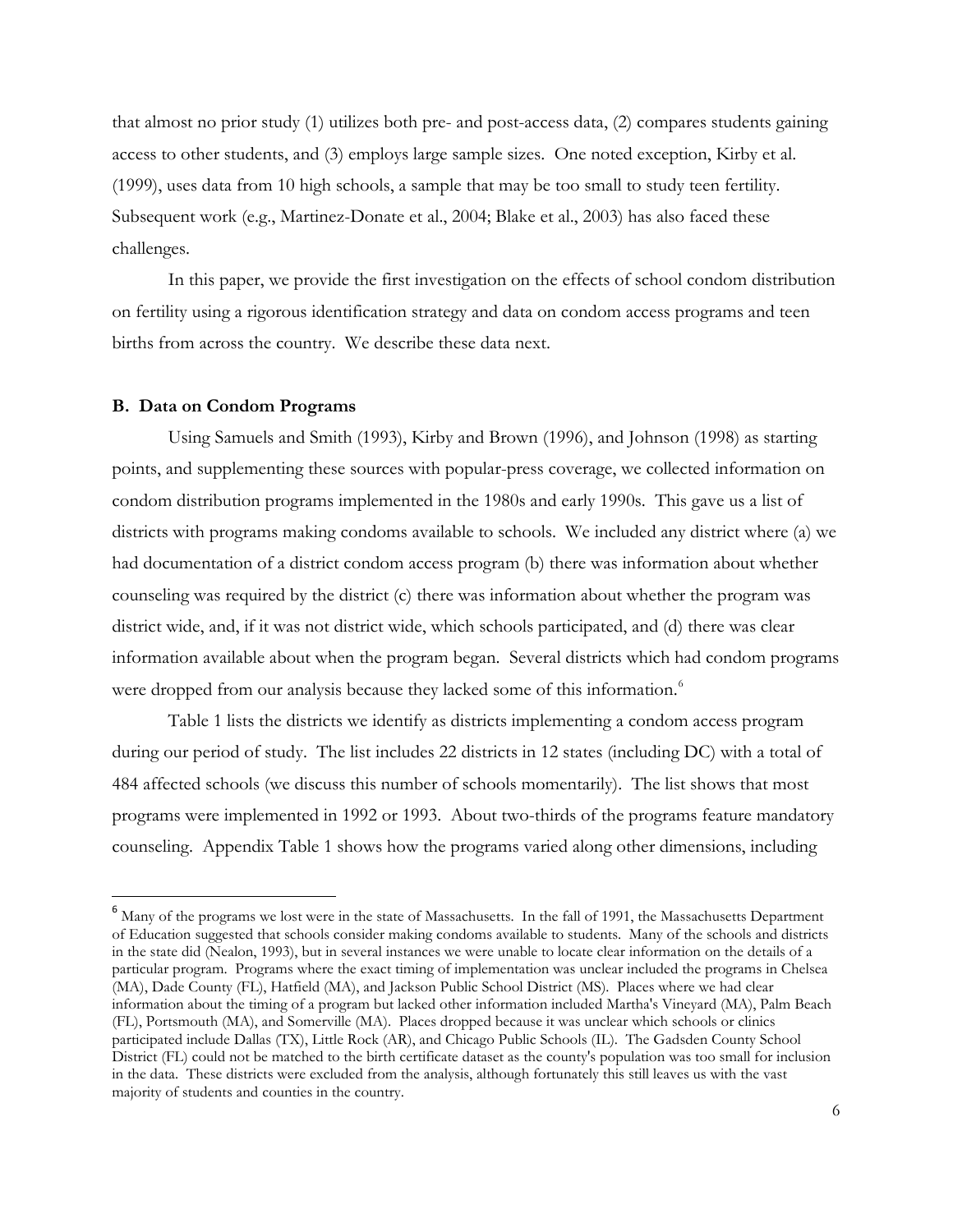that almost no prior study (1) utilizes both pre- and post-access data, (2) compares students gaining access to other students, and (3) employs large sample sizes. One noted exception, Kirby et al. (1999), uses data from 10 high schools, a sample that may be too small to study teen fertility. Subsequent work (e.g., Martinez-Donate et al., 2004; Blake et al., 2003) has also faced these challenges.

In this paper, we provide the first investigation on the effects of school condom distribution on fertility using a rigorous identification strategy and data on condom access programs and teen births from across the country. We describe these data next.

### B. Data on Condom Programs

Using Samuels and Smith (1993), Kirby and Brown (1996), and Johnson (1998) as starting points, and supplementing these sources with popular-press coverage, we collected information on condom distribution programs implemented in the 1980s and early 1990s. This gave us a list of districts with programs making condoms available to schools. We included any district where (a) we had documentation of a district condom access program (b) there was information about whether counseling was required by the district (c) there was information about whether the program was district wide, and, if it was not district wide, which schools participated, and (d) there was clear information available about when the program began. Several districts which had condom programs were dropped from our analysis because they lacked some of this information.[6]

Table 1 lists the districts we identify as districts implementing a condom access program during our period of study. The list includes 22 districts in 12 states (including DC) with a total of 484 affected schools (we discuss this number of schools momentarily). The list shows that most programs were implemented in 1992 or 1993. About two-thirds of the programs feature mandatory counseling. Appendix Table 1 shows how the programs varied along other dimensions, including

---

[6] Many of the programs we lost were in the state of Massachusetts. In the fall of 1991, the Massachusetts Department of Education suggested that schools consider making condoms available to students. Many of the schools and districts in the state did (Nealon, 1993), but in several instances we were unable to locate clear information on the details of a particular program. Programs where the exact timing of implementation was unclear included the programs in Chelsea (MA), Dade County (FL), Hatfield (MA), and Jackson Public School District (MS). Places where we had clear information about the timing of a program but lacked other information included Martha's Vineyard (MA), Palm Beach (FL), Portsmouth (MA), and Somerville (MA). Places dropped because it was unclear which schools or clinics participated include Dallas (TX), Little Rock (AR), and Chicago Public Schools (IL). The Gadsden County School District (FL) could not be matched to the birth certificate dataset as the county's population was too small for inclusion in the data. These districts were excluded from the analysis, although fortunately this still leaves us with the vast majority of students and counties in the country.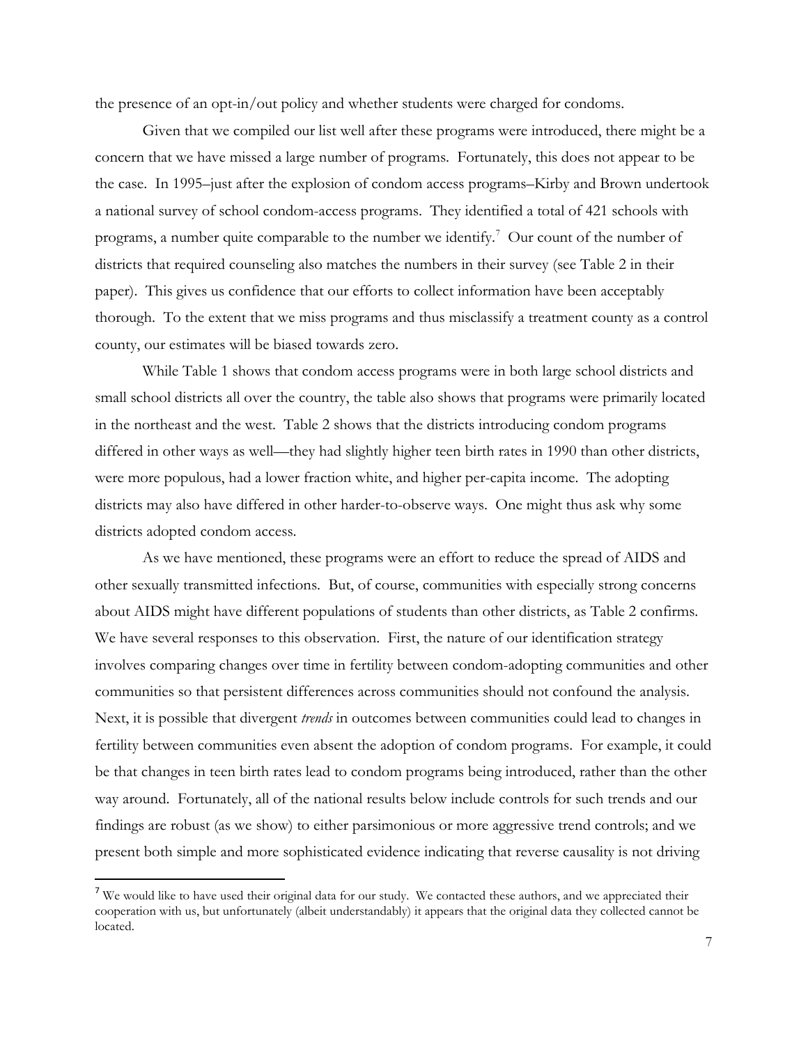the presence of an opt-in/out policy and whether students were charged for condoms.

Given that we compiled our list well after these programs were introduced, there might be a concern that we have missed a large number of programs. Fortunately, this does not appear to be the case. In 1995–just after the explosion of condom access programs–Kirby and Brown undertook a national survey of school condom-access programs. They identified a total of 421 schools with programs, a number quite comparable to the number we identify.[7] Our count of the number of districts that required counseling also matches the numbers in their survey (see Table 2 in their paper). This gives us confidence that our efforts to collect information have been acceptably thorough. To the extent that we miss programs and thus misclassify a treatment county as a control county, our estimates will be biased towards zero.

While Table 1 shows that condom access programs were in both large school districts and small school districts all over the country, the table also shows that programs were primarily located in the northeast and the west. Table 2 shows that the districts introducing condom programs differed in other ways as well—they had slightly higher teen birth rates in 1990 than other districts, were more populous, had a lower fraction white, and higher per-capita income. The adopting districts may also have differed in other harder-to-observe ways. One might thus ask why some districts adopted condom access.

As we have mentioned, these programs were an effort to reduce the spread of AIDS and other sexually transmitted infections. But, of course, communities with especially strong concerns about AIDS might have different populations of students than other districts, as Table 2 confirms. We have several responses to this observation. First, the nature of our identification strategy involves comparing changes over time in fertility between condom-adopting communities and other communities so that persistent differences across communities should not confound the analysis. Next, it is possible that divergent *trends* in outcomes between communities could lead to changes in fertility between communities even absent the adoption of condom programs. For example, it could be that changes in teen birth rates lead to condom programs being introduced, rather than the other way around. Fortunately, all of the national results below include controls for such trends and our findings are robust (as we show) to either parsimonious or more aggressive trend controls; and we present both simple and more sophisticated evidence indicating that reverse causality is not driving

[7] We would like to have used their original data for our study. We contacted these authors, and we appreciated their cooperation with us, but unfortunately (albeit understandably) it appears that the original data they collected cannot be located.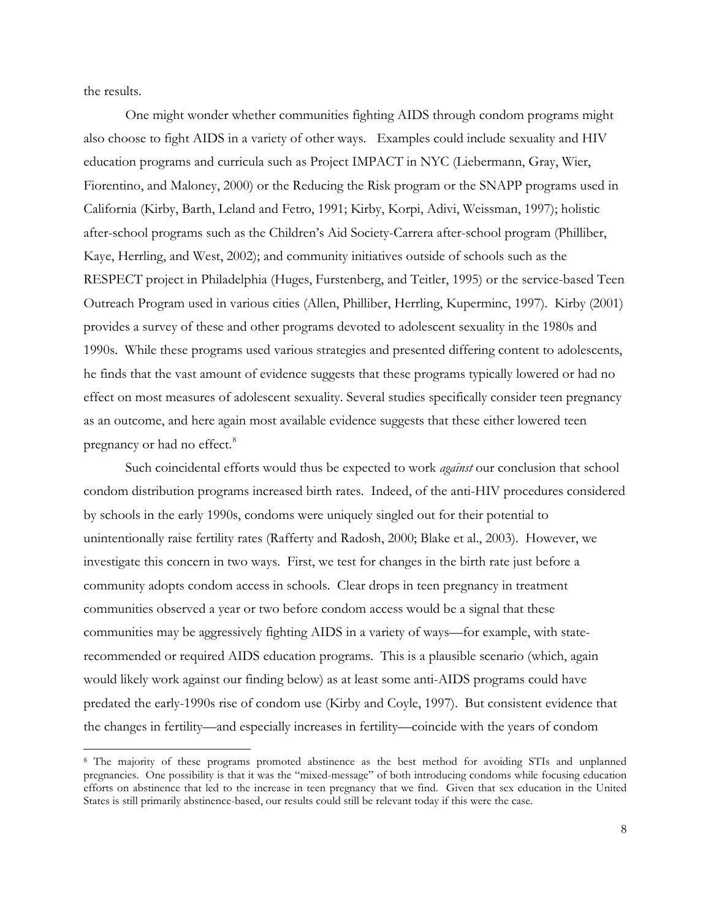the results.

One might wonder whether communities fighting AIDS through condom programs might also choose to fight AIDS in a variety of other ways. Examples could include sexuality and HIV education programs and curricula such as Project IMPACT in NYC (Liebermann, Gray, Wier, Fiorentino, and Maloney, 2000) or the Reducing the Risk program or the SNAPP programs used in California (Kirby, Barth, Leland and Fetro, 1991; Kirby, Korpi, Adivi, Weissman, 1997); holistic after-school programs such as the Children's Aid Society-Carrera after-school program (Philliber, Kaye, Herrling, and West, 2002); and community initiatives outside of schools such as the RESPECT project in Philadelphia (Huges, Furstenberg, and Teitler, 1995) or the service-based Teen Outreach Program used in various cities (Allen, Philliber, Herrling, Kuperminc, 1997). Kirby (2001) provides a survey of these and other programs devoted to adolescent sexuality in the 1980s and 1990s. While these programs used various strategies and presented differing content to adolescents, he finds that the vast amount of evidence suggests that these programs typically lowered or had no effect on most measures of adolescent sexuality. Several studies specifically consider teen pregnancy as an outcome, and here again most available evidence suggests that these either lowered teen pregnancy or had no effect.[8]

Such coincidental efforts would thus be expected to work *against* our conclusion that school condom distribution programs increased birth rates. Indeed, of the anti-HIV procedures considered by schools in the early 1990s, condoms were uniquely singled out for their potential to unintentionally raise fertility rates (Rafferty and Radosh, 2000; Blake et al., 2003). However, we investigate this concern in two ways. First, we test for changes in the birth rate just before a community adopts condom access in schools. Clear drops in teen pregnancy in treatment communities observed a year or two before condom access would be a signal that these communities may be aggressively fighting AIDS in a variety of ways—for example, with state-recommended or required AIDS education programs. This is a plausible scenario (which, again would likely work against our finding below) as at least some anti-AIDS programs could have predated the early-1990s rise of condom use (Kirby and Coyle, 1997). But consistent evidence that the changes in fertility—and especially increases in fertility—coincide with the years of condom

[8] The majority of these programs promoted abstinence as the best method for avoiding STIs and unplanned pregnancies. One possibility is that it was the "mixed-message" of both introducing condoms while focusing education efforts on abstinence that led to the increase in teen pregnancy that we find. Given that sex education in the United States is still primarily abstinence-based, our results could still be relevant today if this were the case.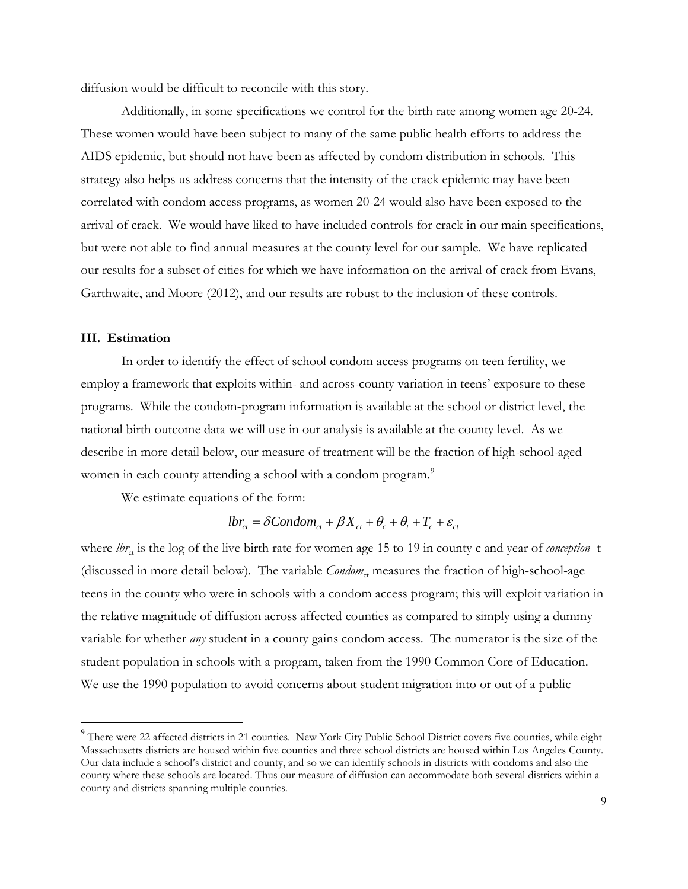diffusion would be difficult to reconcile with this story.

Additionally, in some specifications we control for the birth rate among women age 20-24. These women would have been subject to many of the same public health efforts to address the AIDS epidemic, but should not have been as affected by condom distribution in schools. This strategy also helps us address concerns that the intensity of the crack epidemic may have been correlated with condom access programs, as women 20-24 would also have been exposed to the arrival of crack. We would have liked to have included controls for crack in our main specifications, but were not able to find annual measures at the county level for our sample. We have replicated our results for a subset of cities for which we have information on the arrival of crack from Evans, Garthwaite, and Moore (2012), and our results are robust to the inclusion of these controls.

## III. Estimation

In order to identify the effect of school condom access programs on teen fertility, we employ a framework that exploits within- and across-county variation in teens' exposure to these programs. While the condom-program information is available at the school or district level, the national birth outcome data we will use in our analysis is available at the county level. As we describe in more detail below, our measure of treatment will be the fraction of high-school-aged women in each county attending a school with a condom program.[9]

We estimate equations of the form:

$$lbr_{ct} = \delta Condom_{ct} + \beta X_{ct} + \theta_c + \theta_t + T_c + \varepsilon_{ct}$$

where $lbr_{ct}$ is the log of the live birth rate for women age 15 to 19 in county c and year of *conception* t (discussed in more detail below). The variable $Condom_{ct}$ measures the fraction of high-school-age teens in the county who were in schools with a condom access program; this will exploit variation in the relative magnitude of diffusion across affected counties as compared to simply using a dummy variable for whether *any* student in a county gains condom access. The numerator is the size of the student population in schools with a program, taken from the 1990 Common Core of Education. We use the 1990 population to avoid concerns about student migration into or out of a public

---

[9] There were 22 affected districts in 21 counties. New York City Public School District covers five counties, while eight Massachusetts districts are housed within five counties and three school districts are housed within Los Angeles County. Our data include a school's district and county, and so we can identify schools in districts with condoms and also the county where these schools are located. Thus our measure of diffusion can accommodate both several districts within a county and districts spanning multiple counties.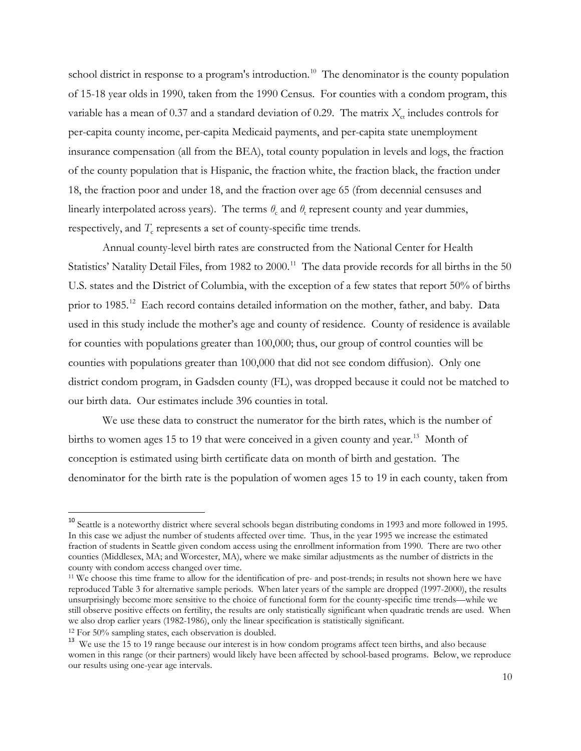school district in response to a program's introduction.[10] The denominator is the county population of 15-18 year olds in 1990, taken from the 1990 Census. For counties with a condom program, this variable has a mean of 0.37 and a standard deviation of 0.29. The matrix $X_{ct}$ includes controls for per-capita county income, per-capita Medicaid payments, and per-capita state unemployment insurance compensation (all from the BEA), total county population in levels and logs, the fraction of the county population that is Hispanic, the fraction white, the fraction black, the fraction under 18, the fraction poor and under 18, and the fraction over age 65 (from decennial censuses and linearly interpolated across years). The terms $\theta_c$ and $\theta_t$ represent county and year dummies, respectively, and $T_c$ represents a set of county-specific time trends.

Annual county-level birth rates are constructed from the National Center for Health Statistics' Natality Detail Files, from 1982 to 2000.[11] The data provide records for all births in the 50 U.S. states and the District of Columbia, with the exception of a few states that report 50% of births prior to 1985.[12] Each record contains detailed information on the mother, father, and baby. Data used in this study include the mother's age and county of residence. County of residence is available for counties with populations greater than 100,000; thus, our group of control counties will be counties with populations greater than 100,000 that did not see condom diffusion). Only one district condom program, in Gadsden county (FL), was dropped because it could not be matched to our birth data. Our estimates include 396 counties in total.

We use these data to construct the numerator for the birth rates, which is the number of births to women ages 15 to 19 that were conceived in a given county and year.[13] Month of conception is estimated using birth certificate data on month of birth and gestation. The denominator for the birth rate is the population of women ages 15 to 19 in each county, taken from

---

[10] Seattle is a noteworthy district where several schools began distributing condoms in 1993 and more followed in 1995. In this case we adjust the number of students affected over time. Thus, in the year 1995 we increase the estimated fraction of students in Seattle given condom access using the enrollment information from 1990. There are two other counties (Middlesex, MA; and Worcester, MA), where we make similar adjustments as the number of districts in the county with condom access changed over time.

[11] We choose this time frame to allow for the identification of pre- and post-trends; in results not shown here we have reproduced Table 3 for alternative sample periods. When later years of the sample are dropped (1997-2000), the results unsurprisingly become more sensitive to the choice of functional form for the county-specific time trends—while we still observe positive effects on fertility, the results are only statistically significant when quadratic trends are used. When we also drop earlier years (1982-1986), only the linear specification is statistically significant.

[12] For 50% sampling states, each observation is doubled.

[13] We use the 15 to 19 range because our interest is in how condom programs affect teen births, and also because women in this range (or their partners) would likely have been affected by school-based programs. Below, we reproduce our results using one-year age intervals.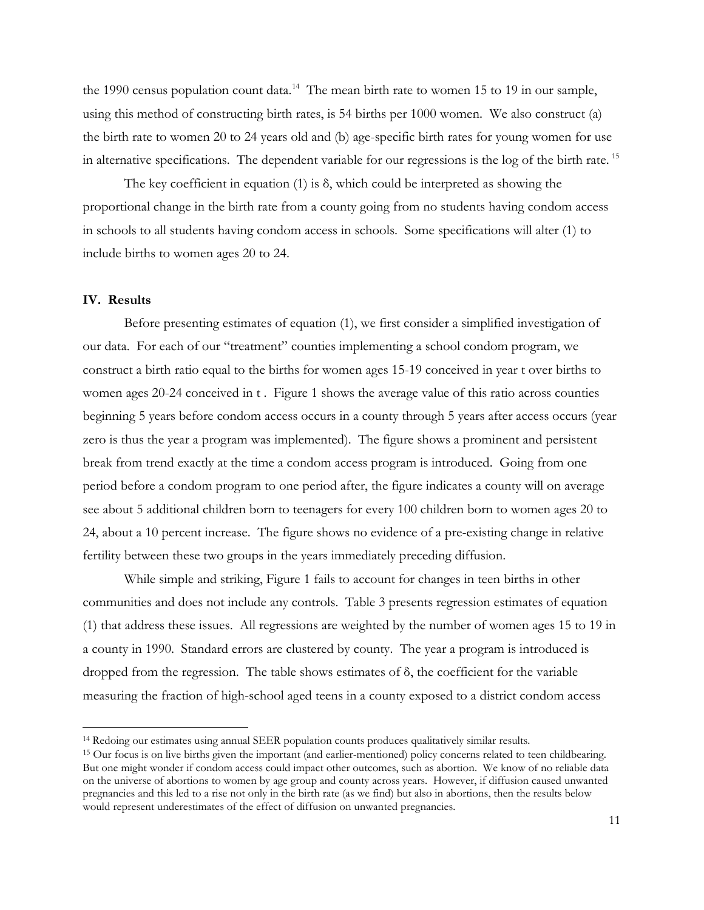the 1990 census population count data.[14] The mean birth rate to women 15 to 19 in our sample, using this method of constructing birth rates, is 54 births per 1000 women. We also construct (a) the birth rate to women 20 to 24 years old and (b) age-specific birth rates for young women for use in alternative specifications. The dependent variable for our regressions is the log of the birth rate.[15]

The key coefficient in equation (1) is $\delta$, which could be interpreted as showing the proportional change in the birth rate from a county going from no students having condom access in schools to all students having condom access in schools. Some specifications will alter (1) to include births to women ages 20 to 24.

## IV. Results

Before presenting estimates of equation (1), we first consider a simplified investigation of our data. For each of our "treatment" counties implementing a school condom program, we construct a birth ratio equal to the births for women ages 15-19 conceived in year t over births to women ages 20-24 conceived in t . Figure 1 shows the average value of this ratio across counties beginning 5 years before condom access occurs in a county through 5 years after access occurs (year zero is thus the year a program was implemented). The figure shows a prominent and persistent break from trend exactly at the time a condom access program is introduced. Going from one period before a condom program to one period after, the figure indicates a county will on average see about 5 additional children born to teenagers for every 100 children born to women ages 20 to 24, about a 10 percent increase. The figure shows no evidence of a pre-existing change in relative fertility between these two groups in the years immediately preceding diffusion.

While simple and striking, Figure 1 fails to account for changes in teen births in other communities and does not include any controls. Table 3 presents regression estimates of equation (1) that address these issues. All regressions are weighted by the number of women ages 15 to 19 in a county in 1990. Standard errors are clustered by county. The year a program is introduced is dropped from the regression. The table shows estimates of $\delta$, the coefficient for the variable measuring the fraction of high-school aged teens in a county exposed to a district condom access

---

[14] Redoing our estimates using annual SEER population counts produces qualitatively similar results.

[15] Our focus is on live births given the important (and earlier-mentioned) policy concerns related to teen childbearing. But one might wonder if condom access could impact other outcomes, such as abortion. We know of no reliable data on the universe of abortions to women by age group and county across years. However, if diffusion caused unwanted pregnancies and this led to a rise not only in the birth rate (as we find) but also in abortions, then the results below would represent underestimates of the effect of diffusion on unwanted pregnancies.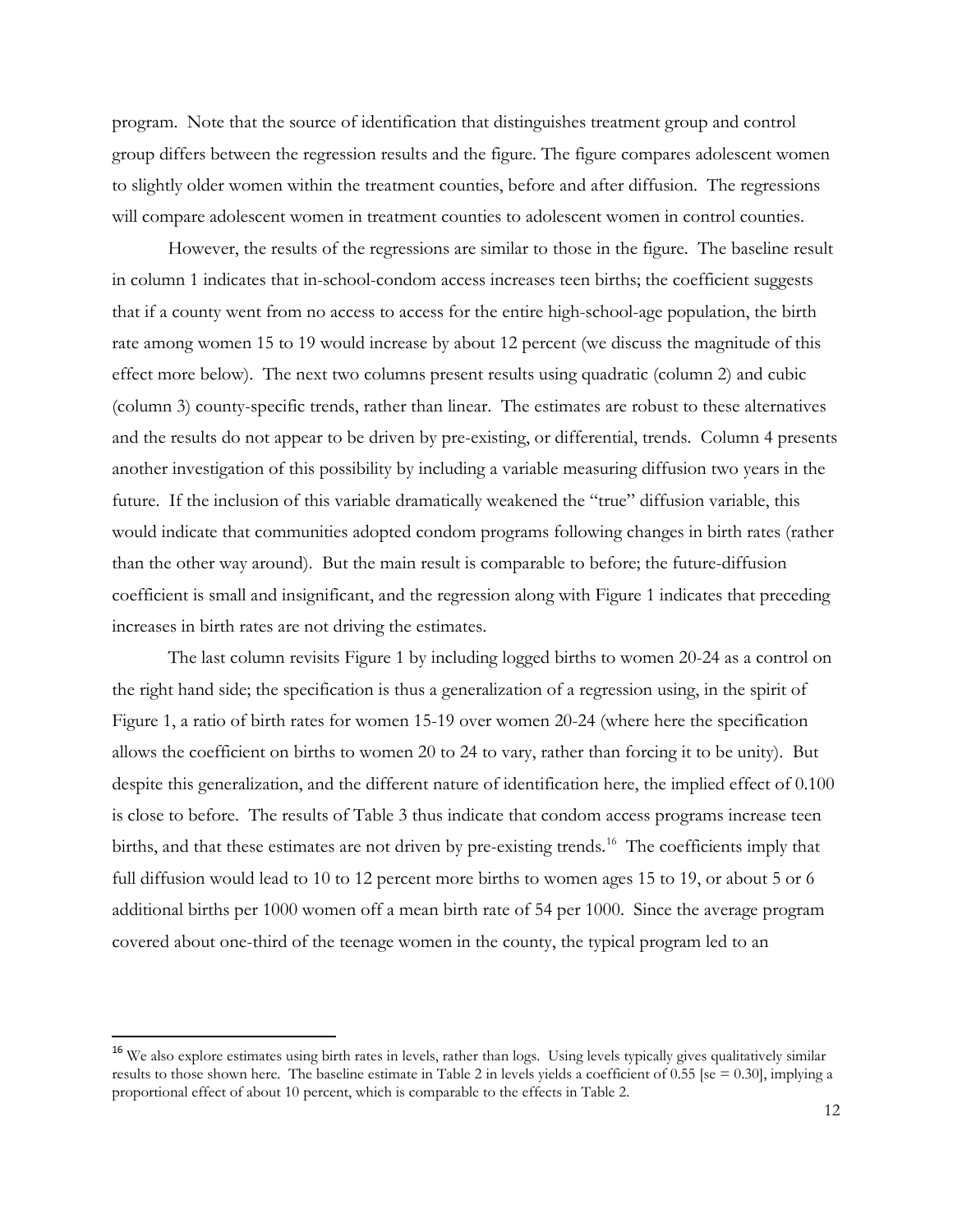program. Note that the source of identification that distinguishes treatment group and control group differs between the regression results and the figure. The figure compares adolescent women to slightly older women within the treatment counties, before and after diffusion. The regressions will compare adolescent women in treatment counties to adolescent women in control counties.

However, the results of the regressions are similar to those in the figure. The baseline result in column 1 indicates that in-school-condom access increases teen births; the coefficient suggests that if a county went from no access to access for the entire high-school-age population, the birth rate among women 15 to 19 would increase by about 12 percent (we discuss the magnitude of this effect more below). The next two columns present results using quadratic (column 2) and cubic (column 3) county-specific trends, rather than linear. The estimates are robust to these alternatives and the results do not appear to be driven by pre-existing, or differential, trends. Column 4 presents another investigation of this possibility by including a variable measuring diffusion two years in the future. If the inclusion of this variable dramatically weakened the "true" diffusion variable, this would indicate that communities adopted condom programs following changes in birth rates (rather than the other way around). But the main result is comparable to before; the future-diffusion coefficient is small and insignificant, and the regression along with Figure 1 indicates that preceding increases in birth rates are not driving the estimates.

The last column revisits Figure 1 by including logged births to women 20-24 as a control on the right hand side; the specification is thus a generalization of a regression using, in the spirit of Figure 1, a ratio of birth rates for women 15-19 over women 20-24 (where here the specification allows the coefficient on births to women 20 to 24 to vary, rather than forcing it to be unity). But despite this generalization, and the different nature of identification here, the implied effect of 0.100 is close to before. The results of Table 3 thus indicate that condom access programs increase teen births, and that these estimates are not driven by pre-existing trends.[16] The coefficients imply that full diffusion would lead to 10 to 12 percent more births to women ages 15 to 19, or about 5 or 6 additional births per 1000 women off a mean birth rate of 54 per 1000. Since the average program covered about one-third of the teenage women in the county, the typical program led to an

[16] We also explore estimates using birth rates in levels, rather than logs. Using levels typically gives qualitatively similar results to those shown here. The baseline estimate in Table 2 in levels yields a coefficient of 0.55 [se = 0.30], implying a proportional effect of about 10 percent, which is comparable to the effects in Table 2.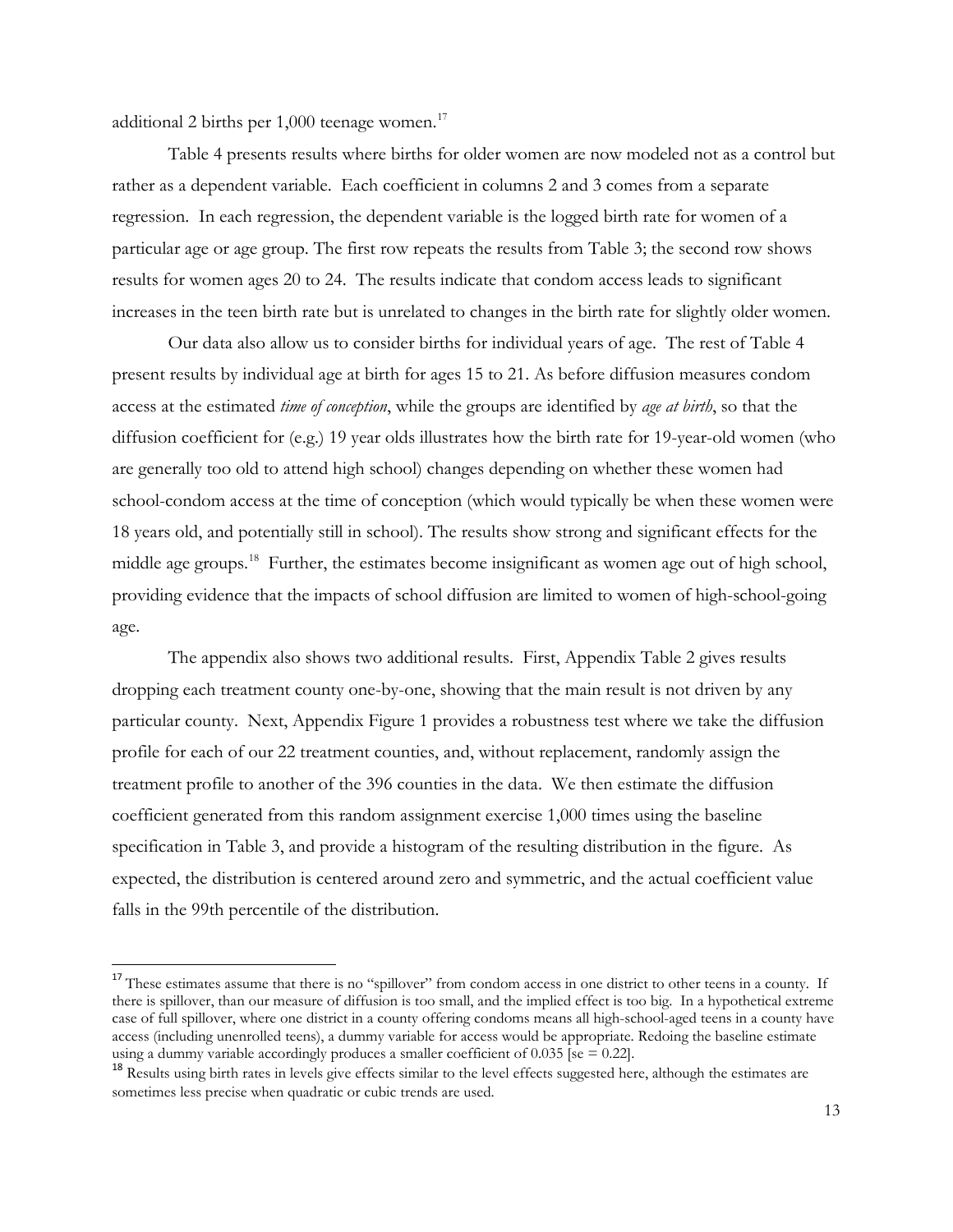additional 2 births per 1,000 teenage women.[17]

Table 4 presents results where births for older women are now modeled not as a control but rather as a dependent variable. Each coefficient in columns 2 and 3 comes from a separate regression. In each regression, the dependent variable is the logged birth rate for women of a particular age or age group. The first row repeats the results from Table 3; the second row shows results for women ages 20 to 24. The results indicate that condom access leads to significant increases in the teen birth rate but is unrelated to changes in the birth rate for slightly older women.

Our data also allow us to consider births for individual years of age. The rest of Table 4 present results by individual age at birth for ages 15 to 21. As before diffusion measures condom access at the estimated *time of conception*, while the groups are identified by *age at birth*, so that the diffusion coefficient for (e.g.) 19 year olds illustrates how the birth rate for 19-year-old women (who are generally too old to attend high school) changes depending on whether these women had school-condom access at the time of conception (which would typically be when these women were 18 years old, and potentially still in school). The results show strong and significant effects for the middle age groups.[18] Further, the estimates become insignificant as women age out of high school, providing evidence that the impacts of school diffusion are limited to women of high-school-going age.

The appendix also shows two additional results. First, Appendix Table 2 gives results dropping each treatment county one-by-one, showing that the main result is not driven by any particular county. Next, Appendix Figure 1 provides a robustness test where we take the diffusion profile for each of our 22 treatment counties, and, without replacement, randomly assign the treatment profile to another of the 396 counties in the data. We then estimate the diffusion coefficient generated from this random assignment exercise 1,000 times using the baseline specification in Table 3, and provide a histogram of the resulting distribution in the figure. As expected, the distribution is centered around zero and symmetric, and the actual coefficient value falls in the 99th percentile of the distribution.

---

[17] These estimates assume that there is no "spillover" from condom access in one district to other teens in a county. If there is spillover, than our measure of diffusion is too small, and the implied effect is too big. In a hypothetical extreme case of full spillover, where one district in a county offering condoms means all high-school-aged teens in a county have access (including unenrolled teens), a dummy variable for access would be appropriate. Redoing the baseline estimate using a dummy variable accordingly produces a smaller coefficient of 0.035 [se = 0.22].

[18] Results using birth rates in levels give effects similar to the level effects suggested here, although the estimates are sometimes less precise when quadratic or cubic trends are used.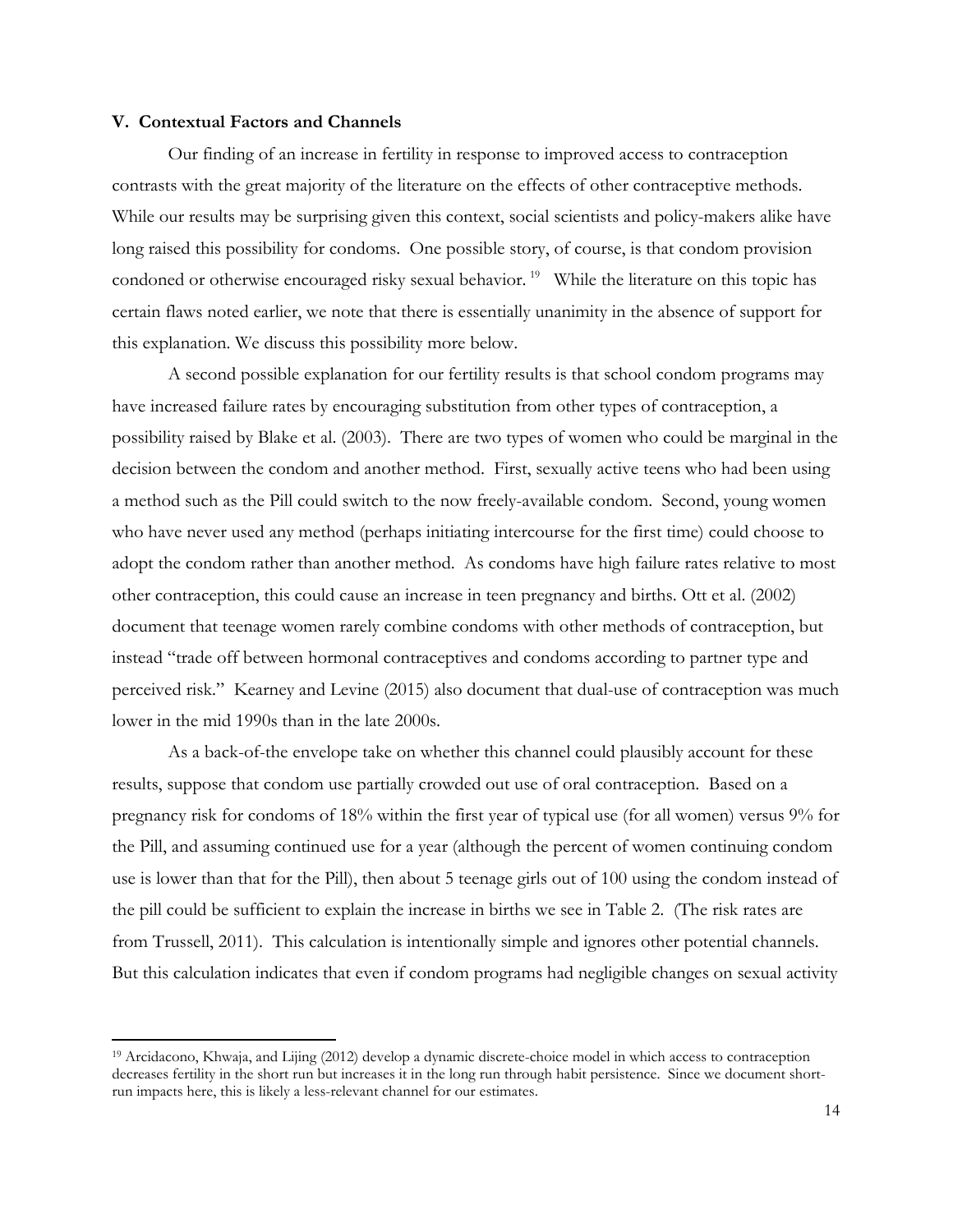### V. Contextual Factors and Channels

Our finding of an increase in fertility in response to improved access to contraception contrasts with the great majority of the literature on the effects of other contraceptive methods. While our results may be surprising given this context, social scientists and policy-makers alike have long raised this possibility for condoms. One possible story, of course, is that condom provision condoned or otherwise encouraged risky sexual behavior.[19] While the literature on this topic has certain flaws noted earlier, we note that there is essentially unanimity in the absence of support for this explanation. We discuss this possibility more below.

A second possible explanation for our fertility results is that school condom programs may have increased failure rates by encouraging substitution from other types of contraception, a possibility raised by Blake et al. (2003). There are two types of women who could be marginal in the decision between the condom and another method. First, sexually active teens who had been using a method such as the Pill could switch to the now freely-available condom. Second, young women who have never used any method (perhaps initiating intercourse for the first time) could choose to adopt the condom rather than another method. As condoms have high failure rates relative to most other contraception, this could cause an increase in teen pregnancy and births. Ott et al. (2002) document that teenage women rarely combine condoms with other methods of contraception, but instead "trade off between hormonal contraceptives and condoms according to partner type and perceived risk." Kearney and Levine (2015) also document that dual-use of contraception was much lower in the mid 1990s than in the late 2000s.

As a back-of-the envelope take on whether this channel could plausibly account for these results, suppose that condom use partially crowded out use of oral contraception. Based on a pregnancy risk for condoms of 18% within the first year of typical use (for all women) versus 9% for the Pill, and assuming continued use for a year (although the percent of women continuing condom use is lower than that for the Pill), then about 5 teenage girls out of 100 using the condom instead of the pill could be sufficient to explain the increase in births we see in Table 2. (The risk rates are from Trussell, 2011). This calculation is intentionally simple and ignores other potential channels. But this calculation indicates that even if condom programs had negligible changes on sexual activity

[19] Arcidacono, Khwaja, and Lijing (2012) develop a dynamic discrete-choice model in which access to contraception decreases fertility in the short run but increases it in the long run through habit persistence. Since we document short-run impacts here, this is likely a less-relevant channel for our estimates.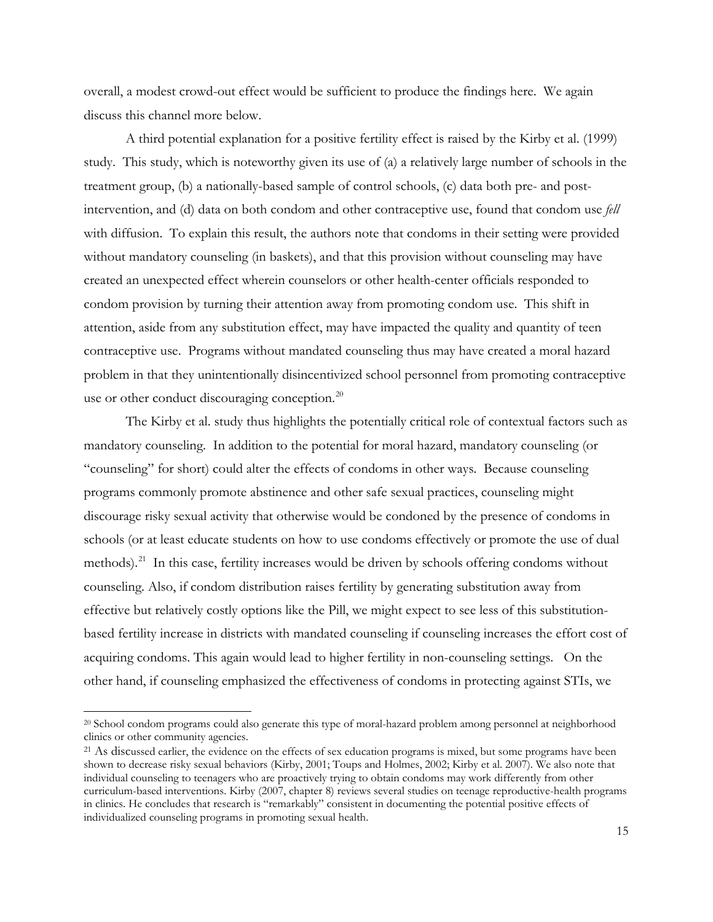overall, a modest crowd-out effect would be sufficient to produce the findings here. We again discuss this channel more below.

A third potential explanation for a positive fertility effect is raised by the Kirby et al. (1999) study. This study, which is noteworthy given its use of (a) a relatively large number of schools in the treatment group, (b) a nationally-based sample of control schools, (c) data both pre- and post-intervention, and (d) data on both condom and other contraceptive use, found that condom use *fell* with diffusion. To explain this result, the authors note that condoms in their setting were provided without mandatory counseling (in baskets), and that this provision without counseling may have created an unexpected effect wherein counselors or other health-center officials responded to condom provision by turning their attention away from promoting condom use. This shift in attention, aside from any substitution effect, may have impacted the quality and quantity of teen contraceptive use. Programs without mandated counseling thus may have created a moral hazard problem in that they unintentionally disincentivized school personnel from promoting contraceptive use or other conduct discouraging conception.[20]

The Kirby et al. study thus highlights the potentially critical role of contextual factors such as mandatory counseling. In addition to the potential for moral hazard, mandatory counseling (or "counseling" for short) could alter the effects of condoms in other ways. Because counseling programs commonly promote abstinence and other safe sexual practices, counseling might discourage risky sexual activity that otherwise would be condoned by the presence of condoms in schools (or at least educate students on how to use condoms effectively or promote the use of dual methods).[21] In this case, fertility increases would be driven by schools offering condoms without counseling. Also, if condom distribution raises fertility by generating substitution away from effective but relatively costly options like the Pill, we might expect to see less of this substitution-based fertility increase in districts with mandated counseling if counseling increases the effort cost of acquiring condoms. This again would lead to higher fertility in non-counseling settings. On the other hand, if counseling emphasized the effectiveness of condoms in protecting against STIs, we

[20] School condom programs could also generate this type of moral-hazard problem among personnel at neighborhood clinics or other community agencies.

[21] As discussed earlier, the evidence on the effects of sex education programs is mixed, but some programs have been shown to decrease risky sexual behaviors (Kirby, 2001; Toups and Holmes, 2002; Kirby et al. 2007). We also note that individual counseling to teenagers who are proactively trying to obtain condoms may work differently from other curriculum-based interventions. Kirby (2007, chapter 8) reviews several studies on teenage reproductive-health programs in clinics. He concludes that research is "remarkably" consistent in documenting the potential positive effects of individualized counseling programs in promoting sexual health.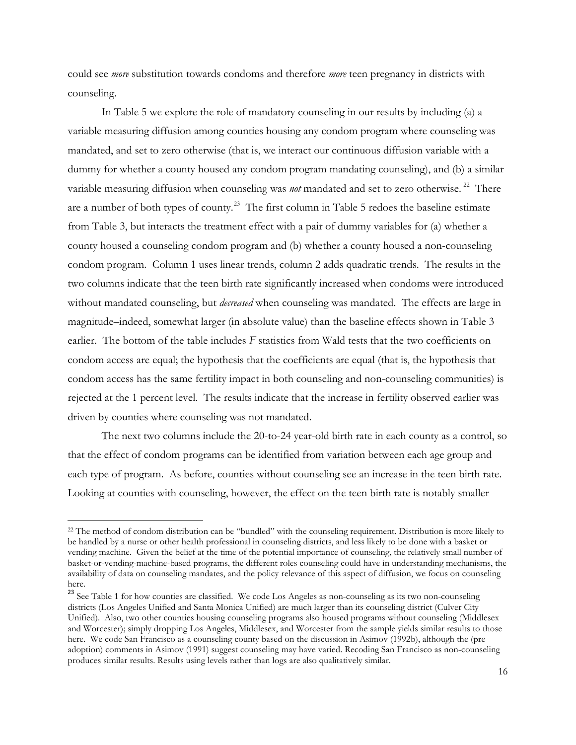could see *more* substitution towards condoms and therefore *more* teen pregnancy in districts with counseling.

In Table 5 we explore the role of mandatory counseling in our results by including (a) a variable measuring diffusion among counties housing any condom program where counseling was mandated, and set to zero otherwise (that is, we interact our continuous diffusion variable with a dummy for whether a county housed any condom program mandating counseling), and (b) a similar variable measuring diffusion when counseling was *not* mandated and set to zero otherwise.[22] There are a number of both types of county.[23] The first column in Table 5 redoes the baseline estimate from Table 3, but interacts the treatment effect with a pair of dummy variables for (a) whether a county housed a counseling condom program and (b) whether a county housed a non-counseling condom program. Column 1 uses linear trends, column 2 adds quadratic trends. The results in the two columns indicate that the teen birth rate significantly increased when condoms were introduced without mandated counseling, but *decreased* when counseling was mandated. The effects are large in magnitude–indeed, somewhat larger (in absolute value) than the baseline effects shown in Table 3 earlier. The bottom of the table includes *F* statistics from Wald tests that the two coefficients on condom access are equal; the hypothesis that the coefficients are equal (that is, the hypothesis that condom access has the same fertility impact in both counseling and non-counseling communities) is rejected at the 1 percent level. The results indicate that the increase in fertility observed earlier was driven by counties where counseling was not mandated.

The next two columns include the 20-to-24 year-old birth rate in each county as a control, so that the effect of condom programs can be identified from variation between each age group and each type of program. As before, counties without counseling see an increase in the teen birth rate. Looking at counties with counseling, however, the effect on the teen birth rate is notably smaller

---

[22] The method of condom distribution can be "bundled" with the counseling requirement. Distribution is more likely to be handled by a nurse or other health professional in counseling districts, and less likely to be done with a basket or vending machine. Given the belief at the time of the potential importance of counseling, the relatively small number of basket-or-vending-machine-based programs, the different roles counseling could have in understanding mechanisms, the availability of data on counseling mandates, and the policy relevance of this aspect of diffusion, we focus on counseling here.

[23] See Table 1 for how counties are classified. We code Los Angeles as non-counseling as its two non-counseling districts (Los Angeles Unified and Santa Monica Unified) are much larger than its counseling district (Culver City Unified). Also, two other counties housing counseling programs also housed programs without counseling (Middlesex and Worcester); simply dropping Los Angeles, Middlesex, and Worcester from the sample yields similar results to those here. We code San Francisco as a counseling county based on the discussion in Asimov (1992b), although the (pre adoption) comments in Asimov (1991) suggest counseling may have varied. Recoding San Francisco as non-counseling produces similar results. Results using levels rather than logs are also qualitatively similar.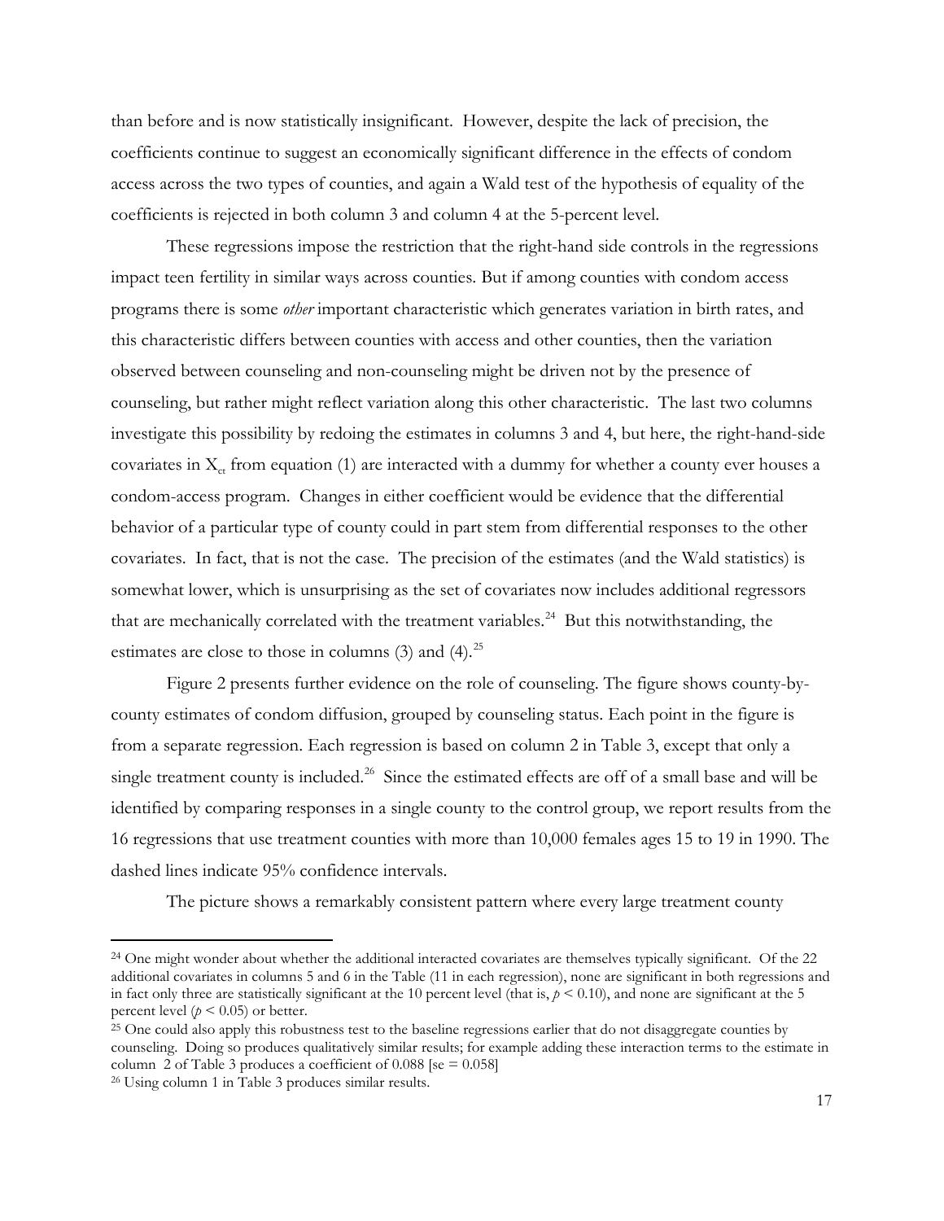than before and is now statistically insignificant. However, despite the lack of precision, the coefficients continue to suggest an economically significant difference in the effects of condom access across the two types of counties, and again a Wald test of the hypothesis of equality of the coefficients is rejected in both column 3 and column 4 at the 5-percent level.

These regressions impose the restriction that the right-hand side controls in the regressions impact teen fertility in similar ways across counties. But if among counties with condom access programs there is some *other* important characteristic which generates variation in birth rates, and this characteristic differs between counties with access and other counties, then the variation observed between counseling and non-counseling might be driven not by the presence of counseling, but rather might reflect variation along this other characteristic. The last two columns investigate this possibility by redoing the estimates in columns 3 and 4, but here, the right-hand-side covariates in $X_{ct}$ from equation (1) are interacted with a dummy for whether a county ever houses a condom-access program. Changes in either coefficient would be evidence that the differential behavior of a particular type of county could in part stem from differential responses to the other covariates. In fact, that is not the case. The precision of the estimates (and the Wald statistics) is somewhat lower, which is unsurprising as the set of covariates now includes additional regressors that are mechanically correlated with the treatment variables.[24] But this notwithstanding, the estimates are close to those in columns (3) and (4).[25]

Figure 2 presents further evidence on the role of counseling. The figure shows county-by-county estimates of condom diffusion, grouped by counseling status. Each point in the figure is from a separate regression. Each regression is based on column 2 in Table 3, except that only a single treatment county is included.[26] Since the estimated effects are off of a small base and will be identified by comparing responses in a single county to the control group, we report results from the 16 regressions that use treatment counties with more than 10,000 females ages 15 to 19 in 1990. The dashed lines indicate 95% confidence intervals.

The picture shows a remarkably consistent pattern where every large treatment county

---

[24] One might wonder about whether the additional interacted covariates are themselves typically significant. Of the 22 additional covariates in columns 5 and 6 in the Table (11 in each regression), none are significant in both regressions and in fact only three are statistically significant at the 10 percent level (that is, $p < 0.10$), and none are significant at the 5 percent level ($p < 0.05$) or better.

[25] One could also apply this robustness test to the baseline regressions earlier that do not disaggregate counties by counseling. Doing so produces qualitatively similar results; for example adding these interaction terms to the estimate in column 2 of Table 3 produces a coefficient of 0.088 [se = 0.058]

[26] Using column 1 in Table 3 produces similar results.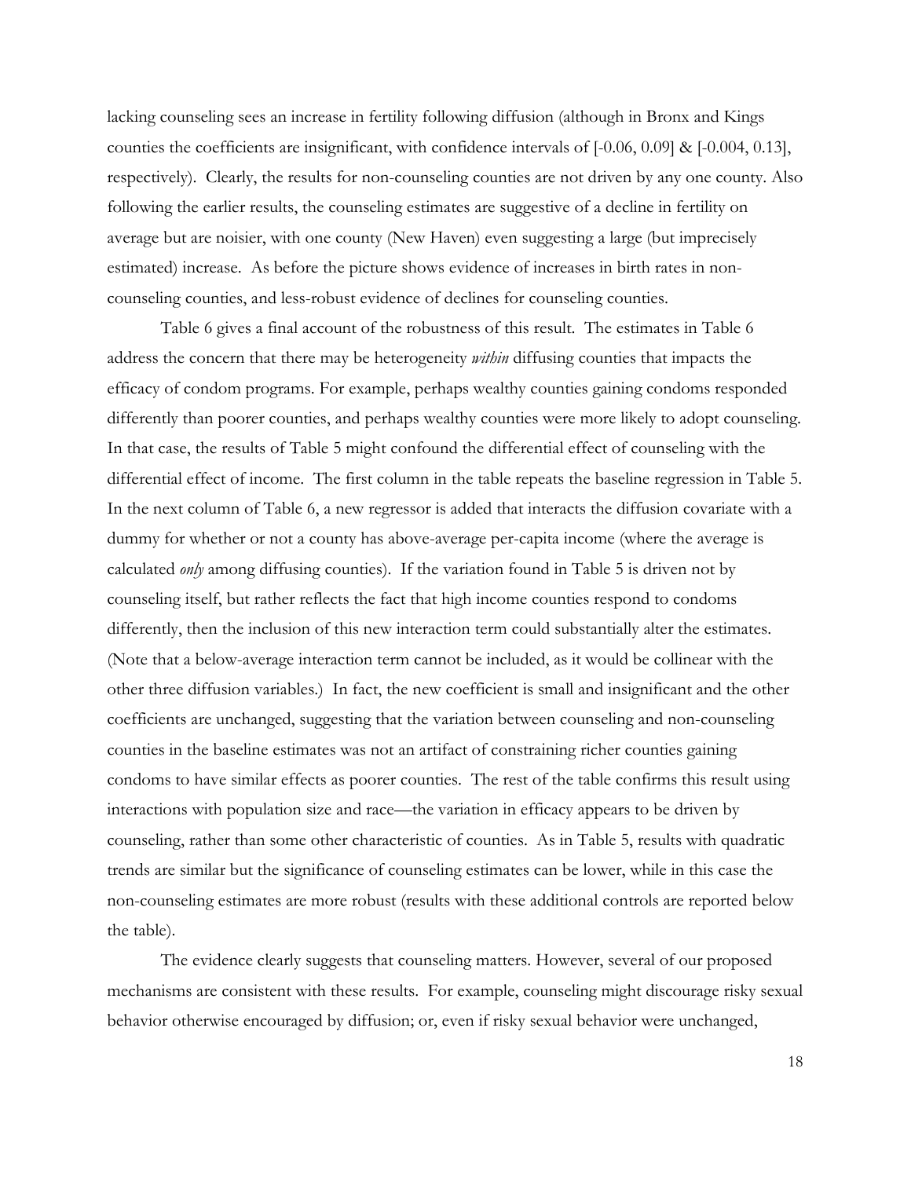lacking counseling sees an increase in fertility following diffusion (although in Bronx and Kings counties the coefficients are insignificant, with confidence intervals of [-0.06, 0.09] & [-0.004, 0.13], respectively). Clearly, the results for non-counseling counties are not driven by any one county. Also following the earlier results, the counseling estimates are suggestive of a decline in fertility on average but are noisier, with one county (New Haven) even suggesting a large (but imprecisely estimated) increase. As before the picture shows evidence of increases in birth rates in non-counseling counties, and less-robust evidence of declines for counseling counties.

Table 6 gives a final account of the robustness of this result. The estimates in Table 6 address the concern that there may be heterogeneity *within* diffusing counties that impacts the efficacy of condom programs. For example, perhaps wealthy counties gaining condoms responded differently than poorer counties, and perhaps wealthy counties were more likely to adopt counseling. In that case, the results of Table 5 might confound the differential effect of counseling with the differential effect of income. The first column in the table repeats the baseline regression in Table 5. In the next column of Table 6, a new regressor is added that interacts the diffusion covariate with a dummy for whether or not a county has above-average per-capita income (where the average is calculated *only* among diffusing counties). If the variation found in Table 5 is driven not by counseling itself, but rather reflects the fact that high income counties respond to condoms differently, then the inclusion of this new interaction term could substantially alter the estimates. (Note that a below-average interaction term cannot be included, as it would be collinear with the other three diffusion variables.) In fact, the new coefficient is small and insignificant and the other coefficients are unchanged, suggesting that the variation between counseling and non-counseling counties in the baseline estimates was not an artifact of constraining richer counties gaining condoms to have similar effects as poorer counties. The rest of the table confirms this result using interactions with population size and race—the variation in efficacy appears to be driven by counseling, rather than some other characteristic of counties. As in Table 5, results with quadratic trends are similar but the significance of counseling estimates can be lower, while in this case the non-counseling estimates are more robust (results with these additional controls are reported below the table).

The evidence clearly suggests that counseling matters. However, several of our proposed mechanisms are consistent with these results. For example, counseling might discourage risky sexual behavior otherwise encouraged by diffusion; or, even if risky sexual behavior were unchanged,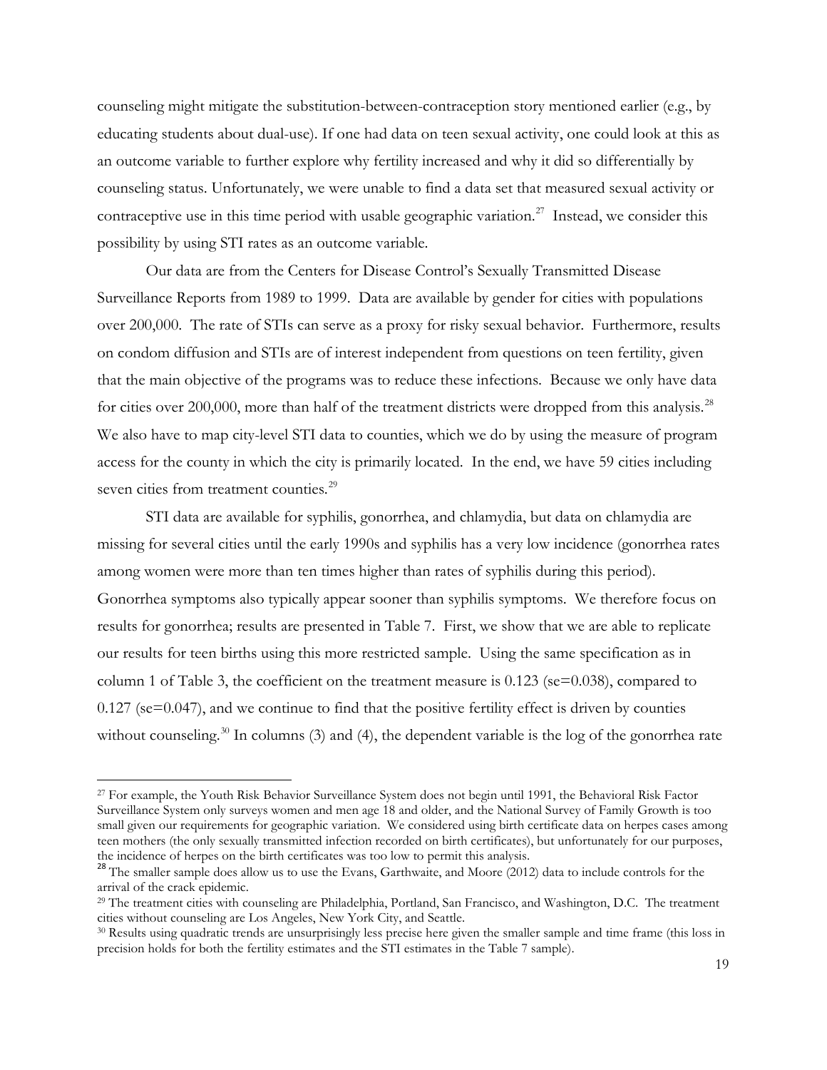counseling might mitigate the substitution-between-contraception story mentioned earlier (e.g., by educating students about dual-use). If one had data on teen sexual activity, one could look at this as an outcome variable to further explore why fertility increased and why it did so differentially by counseling status. Unfortunately, we were unable to find a data set that measured sexual activity or contraceptive use in this time period with usable geographic variation.[27] Instead, we consider this possibility by using STI rates as an outcome variable.

Our data are from the Centers for Disease Control's Sexually Transmitted Disease Surveillance Reports from 1989 to 1999. Data are available by gender for cities with populations over 200,000. The rate of STIs can serve as a proxy for risky sexual behavior. Furthermore, results on condom diffusion and STIs are of interest independent from questions on teen fertility, given that the main objective of the programs was to reduce these infections. Because we only have data for cities over 200,000, more than half of the treatment districts were dropped from this analysis.[28] We also have to map city-level STI data to counties, which we do by using the measure of program access for the county in which the city is primarily located. In the end, we have 59 cities including seven cities from treatment counties.[29]

STI data are available for syphilis, gonorrhea, and chlamydia, but data on chlamydia are missing for several cities until the early 1990s and syphilis has a very low incidence (gonorrhea rates among women were more than ten times higher than rates of syphilis during this period). Gonorrhea symptoms also typically appear sooner than syphilis symptoms. We therefore focus on results for gonorrhea; results are presented in Table 7. First, we show that we are able to replicate our results for teen births using this more restricted sample. Using the same specification as in column 1 of Table 3, the coefficient on the treatment measure is 0.123 (se=0.038), compared to 0.127 (se=0.047), and we continue to find that the positive fertility effect is driven by counties without counseling.[30] In columns (3) and (4), the dependent variable is the log of the gonorrhea rate

---

[27] For example, the Youth Risk Behavior Surveillance System does not begin until 1991, the Behavioral Risk Factor Surveillance System only surveys women and men age 18 and older, and the National Survey of Family Growth is too small given our requirements for geographic variation. We considered using birth certificate data on herpes cases among teen mothers (the only sexually transmitted infection recorded on birth certificates), but unfortunately for our purposes, the incidence of herpes on the birth certificates was too low to permit this analysis.

[28] The smaller sample does allow us to use the Evans, Garthwaite, and Moore (2012) data to include controls for the arrival of the crack epidemic.

[29] The treatment cities with counseling are Philadelphia, Portland, San Francisco, and Washington, D.C. The treatment cities without counseling are Los Angeles, New York City, and Seattle.

[30] Results using quadratic trends are unsurprisingly less precise here given the smaller sample and time frame (this loss in precision holds for both the fertility estimates and the STI estimates in the Table 7 sample).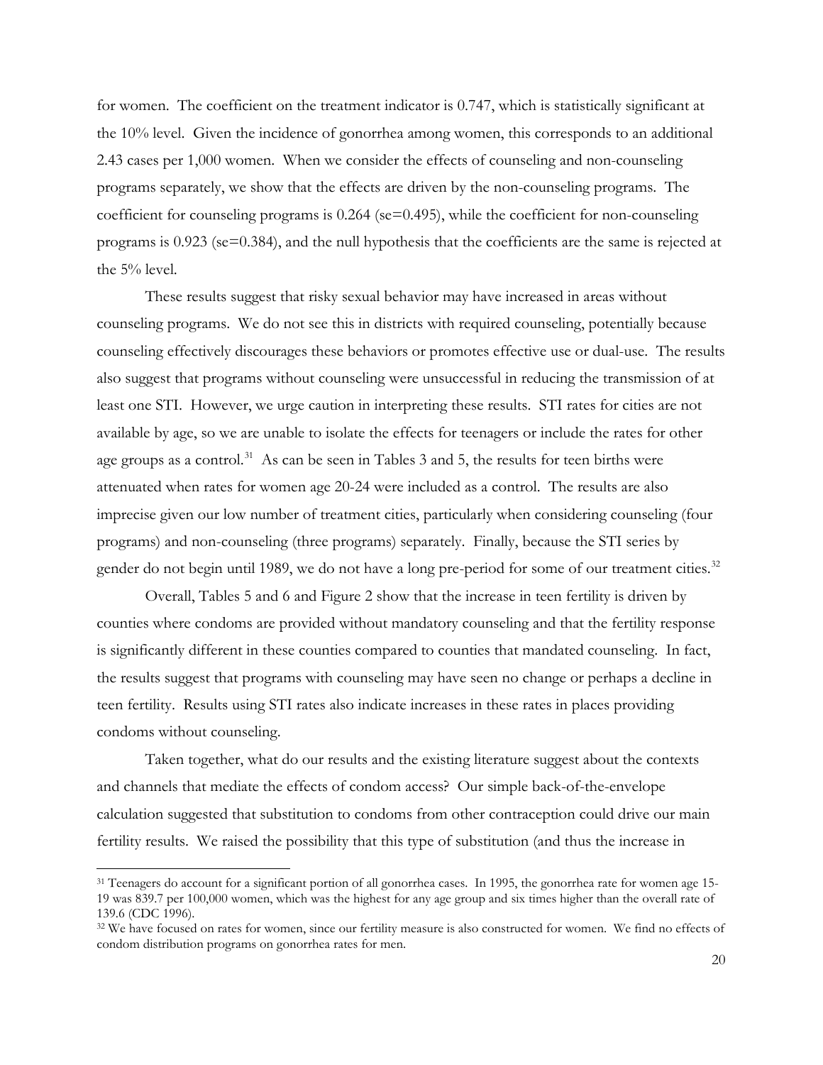for women. The coefficient on the treatment indicator is 0.747, which is statistically significant at the 10% level. Given the incidence of gonorrhea among women, this corresponds to an additional 2.43 cases per 1,000 women. When we consider the effects of counseling and non-counseling programs separately, we show that the effects are driven by the non-counseling programs. The coefficient for counseling programs is 0.264 (se=0.495), while the coefficient for non-counseling programs is 0.923 (se=0.384), and the null hypothesis that the coefficients are the same is rejected at the 5% level.

These results suggest that risky sexual behavior may have increased in areas without counseling programs. We do not see this in districts with required counseling, potentially because counseling effectively discourages these behaviors or promotes effective use or dual-use. The results also suggest that programs without counseling were unsuccessful in reducing the transmission of at least one STI. However, we urge caution in interpreting these results. STI rates for cities are not available by age, so we are unable to isolate the effects for teenagers or include the rates for other age groups as a control.[31] As can be seen in Tables 3 and 5, the results for teen births were attenuated when rates for women age 20-24 were included as a control. The results are also imprecise given our low number of treatment cities, particularly when considering counseling (four programs) and non-counseling (three programs) separately. Finally, because the STI series by gender do not begin until 1989, we do not have a long pre-period for some of our treatment cities.[32]

Overall, Tables 5 and 6 and Figure 2 show that the increase in teen fertility is driven by counties where condoms are provided without mandatory counseling and that the fertility response is significantly different in these counties compared to counties that mandated counseling. In fact, the results suggest that programs with counseling may have seen no change or perhaps a decline in teen fertility. Results using STI rates also indicate increases in these rates in places providing condoms without counseling.

Taken together, what do our results and the existing literature suggest about the contexts and channels that mediate the effects of condom access? Our simple back-of-the-envelope calculation suggested that substitution to condoms from other contraception could drive our main fertility results. We raised the possibility that this type of substitution (and thus the increase in

---

[31] Teenagers do account for a significant portion of all gonorrhea cases. In 1995, the gonorrhea rate for women age 15-19 was 839.7 per 100,000 women, which was the highest for any age group and six times higher than the overall rate of 139.6 (CDC 1996).

[32] We have focused on rates for women, since our fertility measure is also constructed for women. We find no effects of condom distribution programs on gonorrhea rates for men.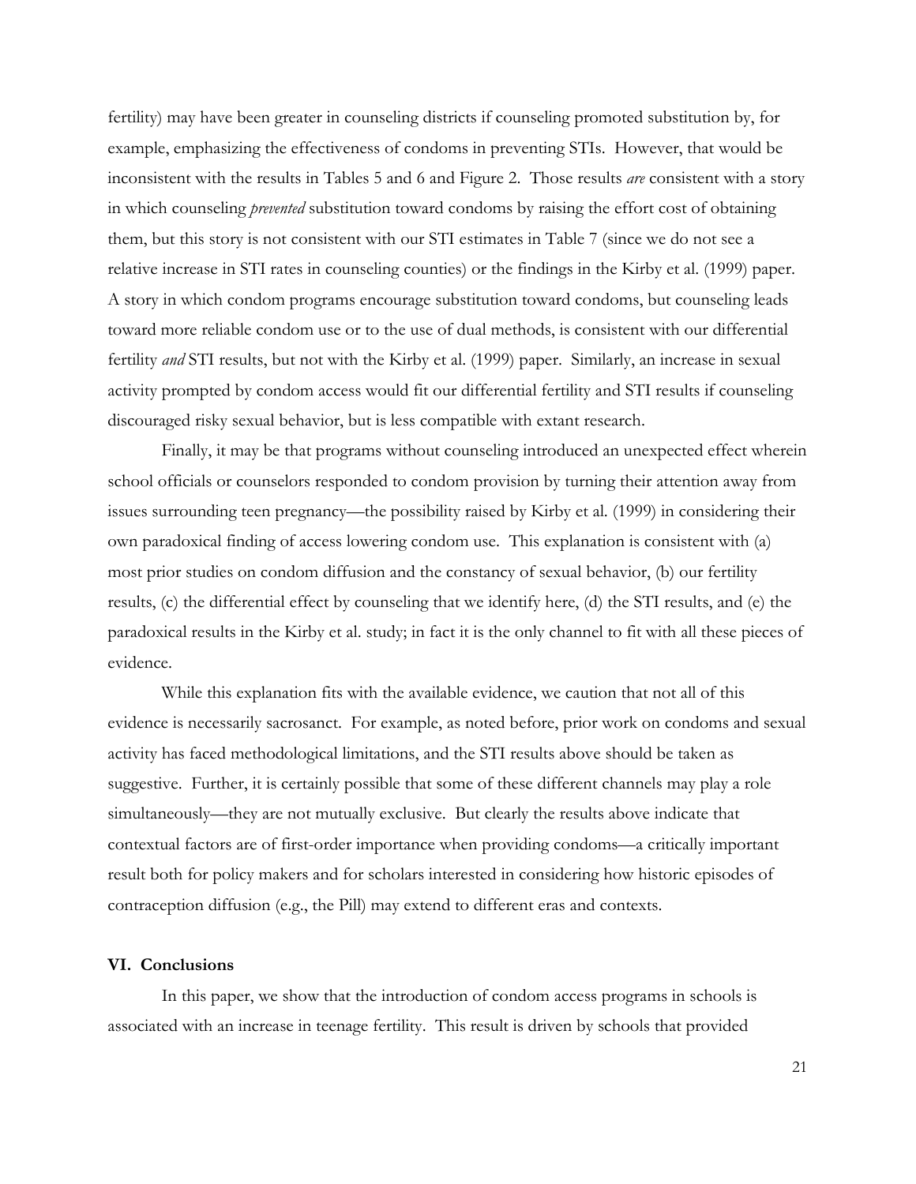fertility) may have been greater in counseling districts if counseling promoted substitution by, for example, emphasizing the effectiveness of condoms in preventing STIs. However, that would be inconsistent with the results in Tables 5 and 6 and Figure 2. Those results *are* consistent with a story in which counseling *prevented* substitution toward condoms by raising the effort cost of obtaining them, but this story is not consistent with our STI estimates in Table 7 (since we do not see a relative increase in STI rates in counseling counties) or the findings in the Kirby et al. (1999) paper. A story in which condom programs encourage substitution toward condoms, but counseling leads toward more reliable condom use or to the use of dual methods, is consistent with our differential fertility *and* STI results, but not with the Kirby et al. (1999) paper. Similarly, an increase in sexual activity prompted by condom access would fit our differential fertility and STI results if counseling discouraged risky sexual behavior, but is less compatible with extant research.

Finally, it may be that programs without counseling introduced an unexpected effect wherein school officials or counselors responded to condom provision by turning their attention away from issues surrounding teen pregnancy—the possibility raised by Kirby et al. (1999) in considering their own paradoxical finding of access lowering condom use. This explanation is consistent with (a) most prior studies on condom diffusion and the constancy of sexual behavior, (b) our fertility results, (c) the differential effect by counseling that we identify here, (d) the STI results, and (e) the paradoxical results in the Kirby et al. study; in fact it is the only channel to fit with all these pieces of evidence.

While this explanation fits with the available evidence, we caution that not all of this evidence is necessarily sacrosanct. For example, as noted before, prior work on condoms and sexual activity has faced methodological limitations, and the STI results above should be taken as suggestive. Further, it is certainly possible that some of these different channels may play a role simultaneously—they are not mutually exclusive. But clearly the results above indicate that contextual factors are of first-order importance when providing condoms—a critically important result both for policy makers and for scholars interested in considering how historic episodes of contraception diffusion (e.g., the Pill) may extend to different eras and contexts.

## VI. Conclusions

In this paper, we show that the introduction of condom access programs in schools is associated with an increase in teenage fertility. This result is driven by schools that provided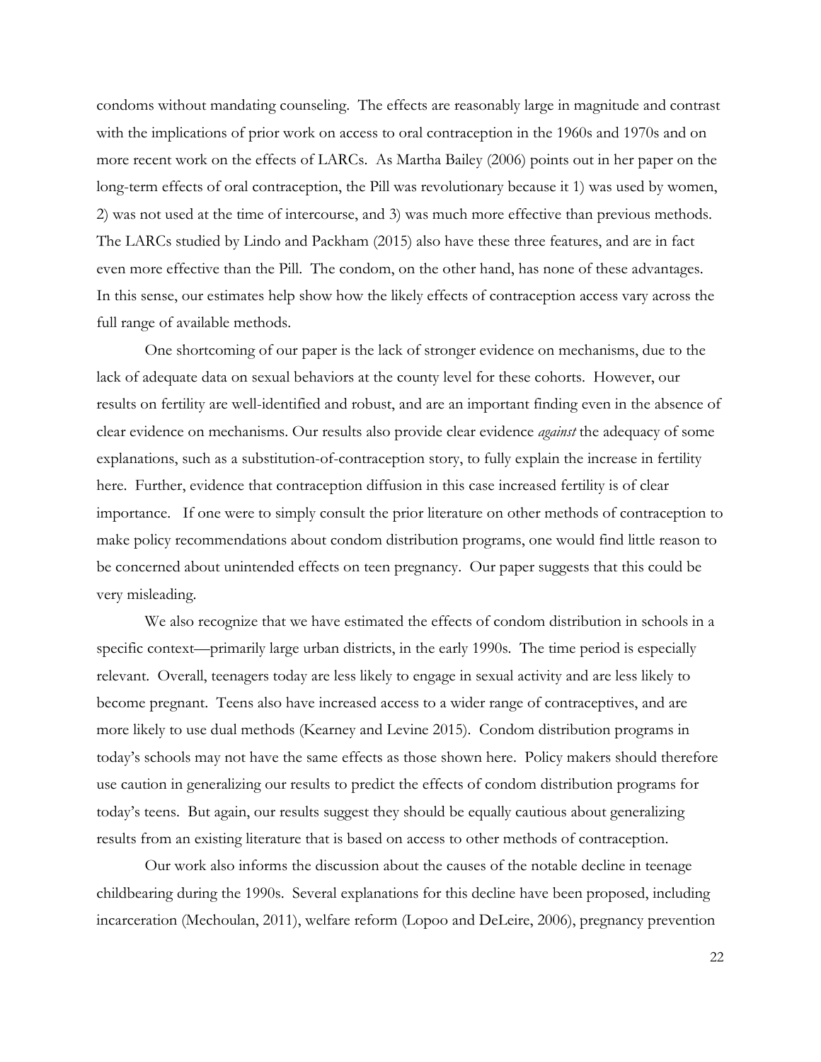condoms without mandating counseling. The effects are reasonably large in magnitude and contrast with the implications of prior work on access to oral contraception in the 1960s and 1970s and on more recent work on the effects of LARCs. As Martha Bailey (2006) points out in her paper on the long-term effects of oral contraception, the Pill was revolutionary because it 1) was used by women, 2) was not used at the time of intercourse, and 3) was much more effective than previous methods. The LARCs studied by Lindo and Packham (2015) also have these three features, and are in fact even more effective than the Pill. The condom, on the other hand, has none of these advantages. In this sense, our estimates help show how the likely effects of contraception access vary across the full range of available methods.

One shortcoming of our paper is the lack of stronger evidence on mechanisms, due to the lack of adequate data on sexual behaviors at the county level for these cohorts. However, our results on fertility are well-identified and robust, and are an important finding even in the absence of clear evidence on mechanisms. Our results also provide clear evidence *against* the adequacy of some explanations, such as a substitution-of-contraception story, to fully explain the increase in fertility here. Further, evidence that contraception diffusion in this case increased fertility is of clear importance. If one were to simply consult the prior literature on other methods of contraception to make policy recommendations about condom distribution programs, one would find little reason to be concerned about unintended effects on teen pregnancy. Our paper suggests that this could be very misleading.

We also recognize that we have estimated the effects of condom distribution in schools in a specific context—primarily large urban districts, in the early 1990s. The time period is especially relevant. Overall, teenagers today are less likely to engage in sexual activity and are less likely to become pregnant. Teens also have increased access to a wider range of contraceptives, and are more likely to use dual methods (Kearney and Levine 2015). Condom distribution programs in today's schools may not have the same effects as those shown here. Policy makers should therefore use caution in generalizing our results to predict the effects of condom distribution programs for today's teens. But again, our results suggest they should be equally cautious about generalizing results from an existing literature that is based on access to other methods of contraception.

Our work also informs the discussion about the causes of the notable decline in teenage childbearing during the 1990s. Several explanations for this decline have been proposed, including incarceration (Mechoulan, 2011), welfare reform (Lopoo and DeLeire, 2006), pregnancy prevention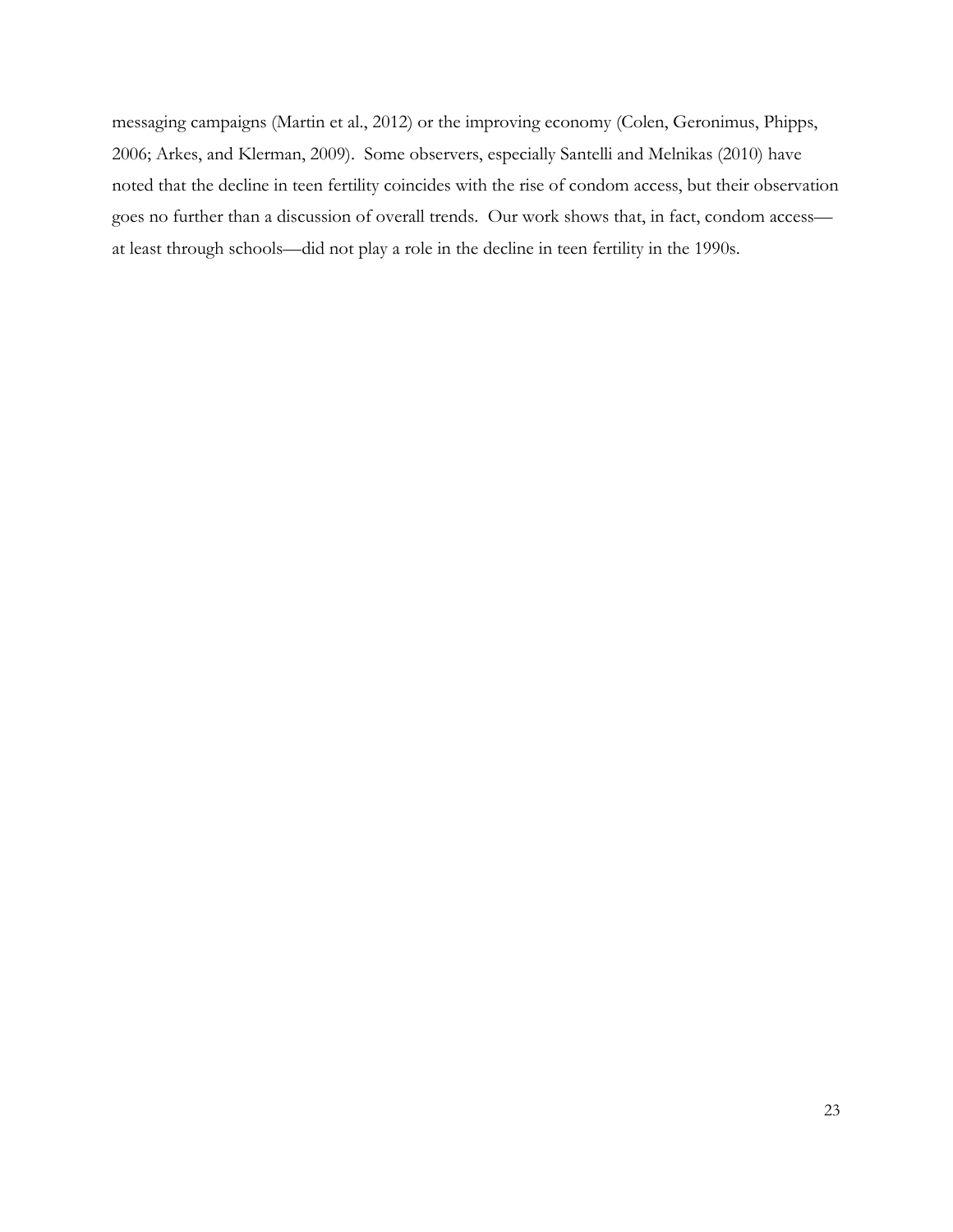messaging campaigns (Martin et al., 2012) or the improving economy (Colen, Geronimus, Phipps, 2006; Arkes, and Klerman, 2009). Some observers, especially Santelli and Melnikas (2010) have noted that the decline in teen fertility coincides with the rise of condom access, but their observation goes no further than a discussion of overall trends. Our work shows that, in fact, condom access—at least through schools—did not play a role in the decline in teen fertility in the 1990s.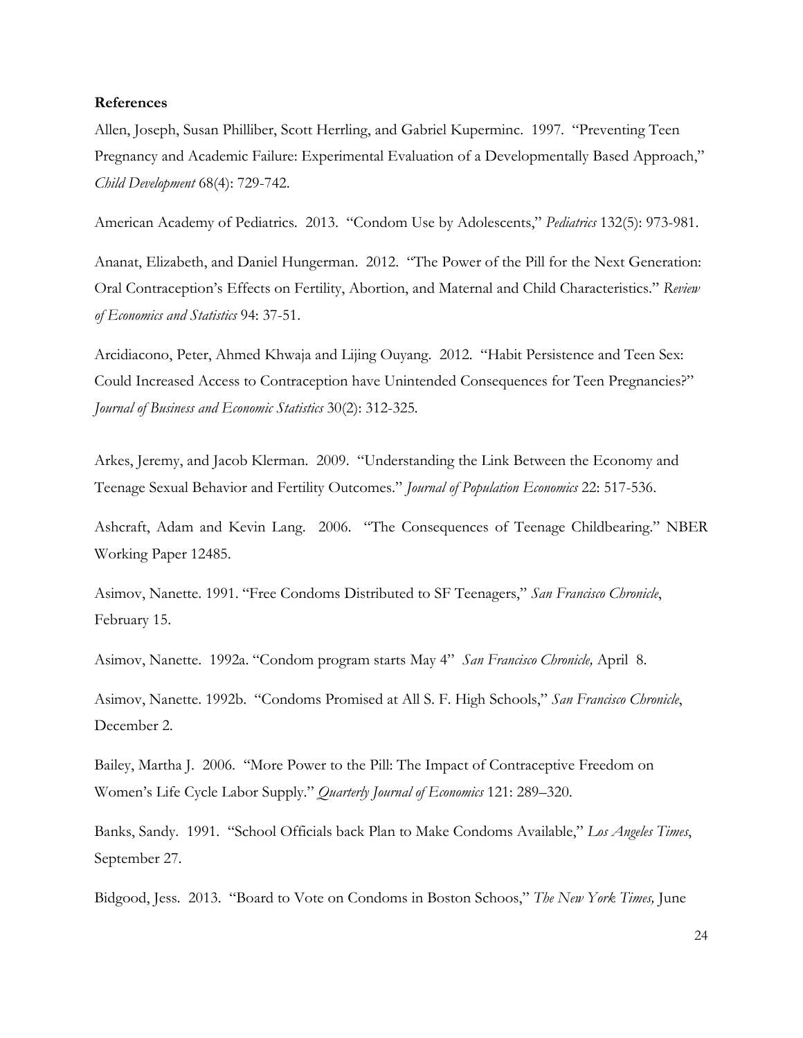**References**

Allen, Joseph, Susan Philliber, Scott Herrling, and Gabriel Kuperminc. 1997. "Preventing Teen Pregnancy and Academic Failure: Experimental Evaluation of a Developmentally Based Approach," *Child Development* 68(4): 729-742.

American Academy of Pediatrics. 2013. "Condom Use by Adolescents," *Pediatrics* 132(5): 973-981.

Ananat, Elizabeth, and Daniel Hungerman. 2012. "The Power of the Pill for the Next Generation: Oral Contraception's Effects on Fertility, Abortion, and Maternal and Child Characteristics." *Review of Economics and Statistics* 94: 37-51.

Arcidiacono, Peter, Ahmed Khwaja and Lijing Ouyang. 2012. "Habit Persistence and Teen Sex: Could Increased Access to Contraception have Unintended Consequences for Teen Pregnancies?" *Journal of Business and Economic Statistics* 30(2): 312-325.

Arkes, Jeremy, and Jacob Klerman. 2009. "Understanding the Link Between the Economy and Teenage Sexual Behavior and Fertility Outcomes." *Journal of Population Economics* 22: 517-536.

Ashcraft, Adam and Kevin Lang. 2006. "The Consequences of Teenage Childbearing." NBER Working Paper 12485.

Asimov, Nanette. 1991. "Free Condoms Distributed to SF Teenagers," *San Francisco Chronicle*, February 15.

Asimov, Nanette. 1992a. "Condom program starts May 4" *San Francisco Chronicle,* April 8.

Asimov, Nanette. 1992b. "Condoms Promised at All S. F. High Schools," *San Francisco Chronicle*, December 2.

Bailey, Martha J. 2006. "More Power to the Pill: The Impact of Contraceptive Freedom on Women's Life Cycle Labor Supply." *Quarterly Journal of Economics* 121: 289–320.

Banks, Sandy. 1991. "School Officials back Plan to Make Condoms Available," *Los Angeles Times*, September 27.

Bidgood, Jess. 2013. "Board to Vote on Condoms in Boston Schoos," *The New York Times,* June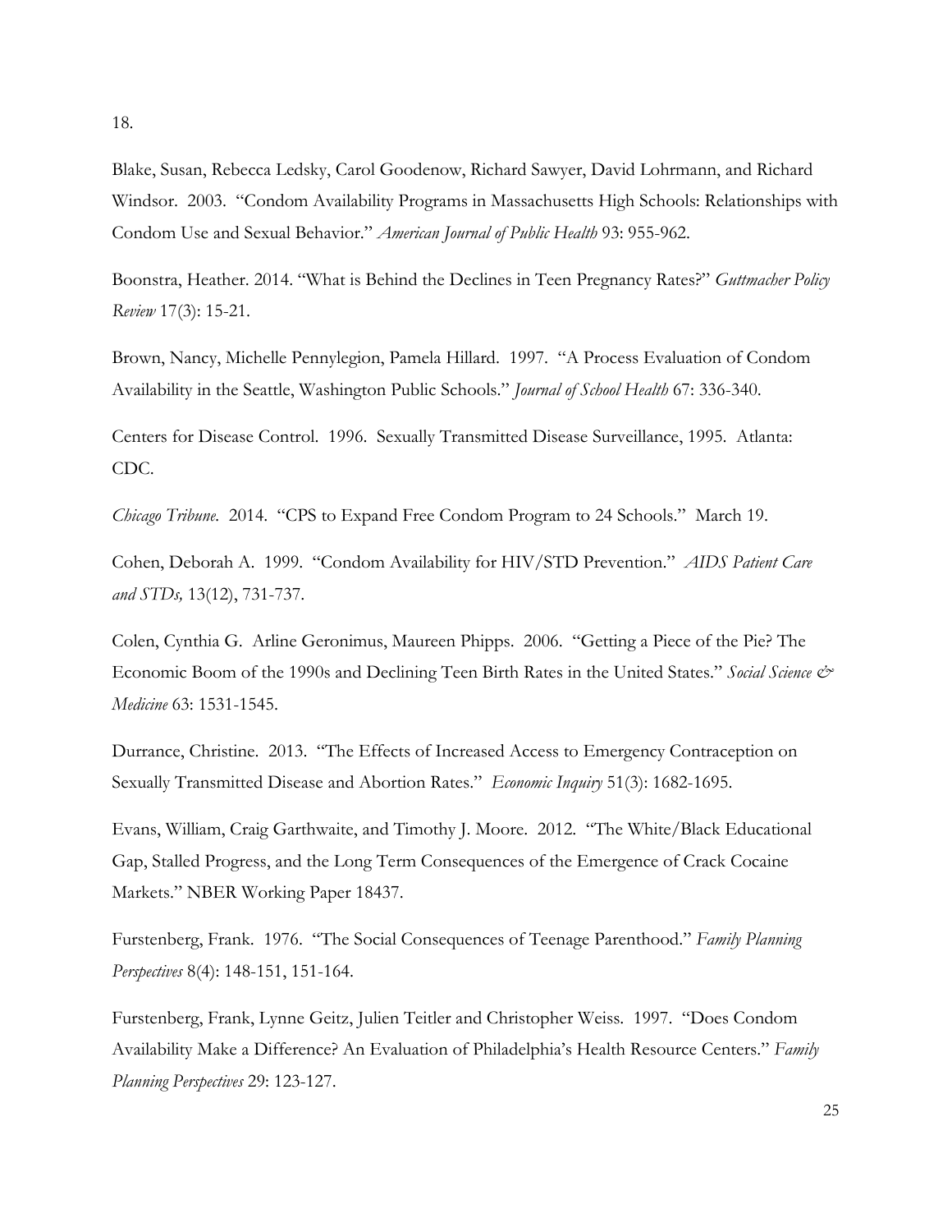18.

Blake, Susan, Rebecca Ledsky, Carol Goodenow, Richard Sawyer, David Lohrmann, and Richard Windsor. 2003. "Condom Availability Programs in Massachusetts High Schools: Relationships with Condom Use and Sexual Behavior." *American Journal of Public Health* 93: 955-962.

Boonstra, Heather. 2014. "What is Behind the Declines in Teen Pregnancy Rates?" *Guttmacher Policy Review* 17(3): 15-21.

Brown, Nancy, Michelle Pennylegion, Pamela Hillard. 1997. "A Process Evaluation of Condom Availability in the Seattle, Washington Public Schools." *Journal of School Health* 67: 336-340.

Centers for Disease Control. 1996. Sexually Transmitted Disease Surveillance, 1995. Atlanta: CDC.

*Chicago Tribune*. 2014. "CPS to Expand Free Condom Program to 24 Schools." March 19.

Cohen, Deborah A. 1999. "Condom Availability for HIV/STD Prevention." *AIDS Patient Care and STDs,* 13(12), 731-737.

Colen, Cynthia G. Arline Geronimus, Maureen Phipps. 2006. "Getting a Piece of the Pie? The Economic Boom of the 1990s and Declining Teen Birth Rates in the United States." *Social Science & Medicine* 63: 1531-1545.

Durrance, Christine. 2013. "The Effects of Increased Access to Emergency Contraception on Sexually Transmitted Disease and Abortion Rates." *Economic Inquiry* 51(3): 1682-1695.

Evans, William, Craig Garthwaite, and Timothy J. Moore. 2012. "The White/Black Educational Gap, Stalled Progress, and the Long Term Consequences of the Emergence of Crack Cocaine Markets." NBER Working Paper 18437.

Furstenberg, Frank. 1976. "The Social Consequences of Teenage Parenthood." *Family Planning Perspectives* 8(4): 148-151, 151-164.

Furstenberg, Frank, Lynne Geitz, Julien Teitler and Christopher Weiss. 1997. "Does Condom Availability Make a Difference? An Evaluation of Philadelphia's Health Resource Centers." *Family Planning Perspectives* 29: 123-127.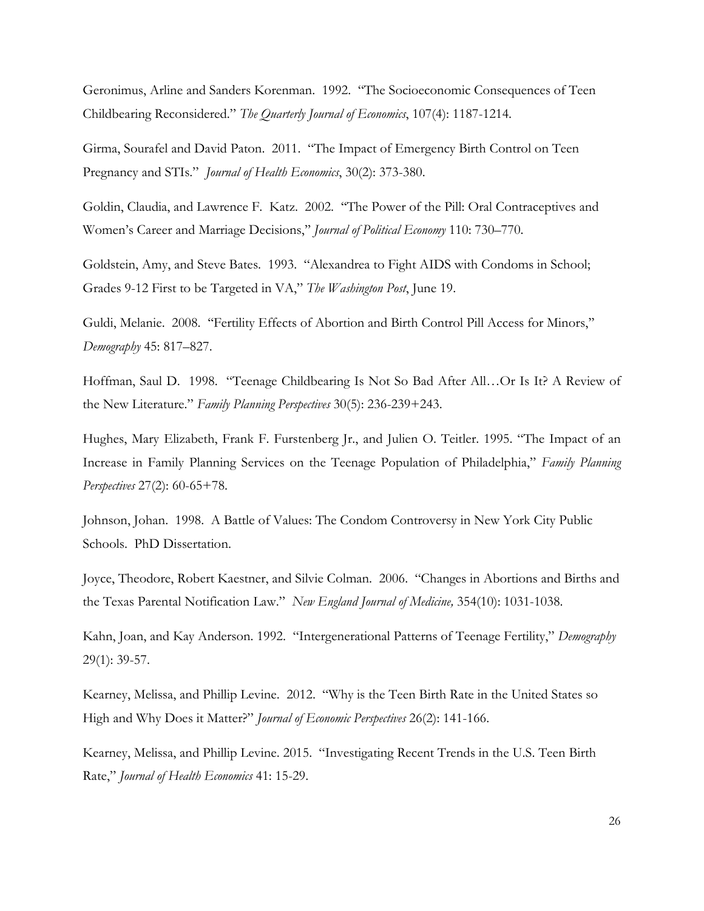Geronimus, Arline and Sanders Korenman. 1992. "The Socioeconomic Consequences of Teen Childbearing Reconsidered." *The Quarterly Journal of Economics*, 107(4): 1187-1214.

Girma, Sourafel and David Paton. 2011. "The Impact of Emergency Birth Control on Teen Pregnancy and STIs." *Journal of Health Economics*, 30(2): 373-380.

Goldin, Claudia, and Lawrence F. Katz. 2002. "The Power of the Pill: Oral Contraceptives and Women's Career and Marriage Decisions," *Journal of Political Economy* 110: 730–770.

Goldstein, Amy, and Steve Bates. 1993. "Alexandrea to Fight AIDS with Condoms in School; Grades 9-12 First to be Targeted in VA," *The Washington Post*, June 19.

Guldi, Melanie. 2008. "Fertility Effects of Abortion and Birth Control Pill Access for Minors," *Demography* 45: 817–827.

Hoffman, Saul D. 1998. "Teenage Childbearing Is Not So Bad After All…Or Is It? A Review of the New Literature." *Family Planning Perspectives* 30(5): 236-239+243.

Hughes, Mary Elizabeth, Frank F. Furstenberg Jr., and Julien O. Teitler. 1995. "The Impact of an Increase in Family Planning Services on the Teenage Population of Philadelphia," *Family Planning Perspectives* 27(2): 60-65+78.

Johnson, Johan. 1998. A Battle of Values: The Condom Controversy in New York City Public Schools. PhD Dissertation.

Joyce, Theodore, Robert Kaestner, and Silvie Colman. 2006. "Changes in Abortions and Births and the Texas Parental Notification Law." *New England Journal of Medicine,* 354(10): 1031-1038.

Kahn, Joan, and Kay Anderson. 1992. "Intergenerational Patterns of Teenage Fertility," *Demography* 29(1): 39-57.

Kearney, Melissa, and Phillip Levine. 2012. "Why is the Teen Birth Rate in the United States so High and Why Does it Matter?" *Journal of Economic Perspectives* 26(2): 141-166.

Kearney, Melissa, and Phillip Levine. 2015. "Investigating Recent Trends in the U.S. Teen Birth Rate," *Journal of Health Economics* 41: 15-29.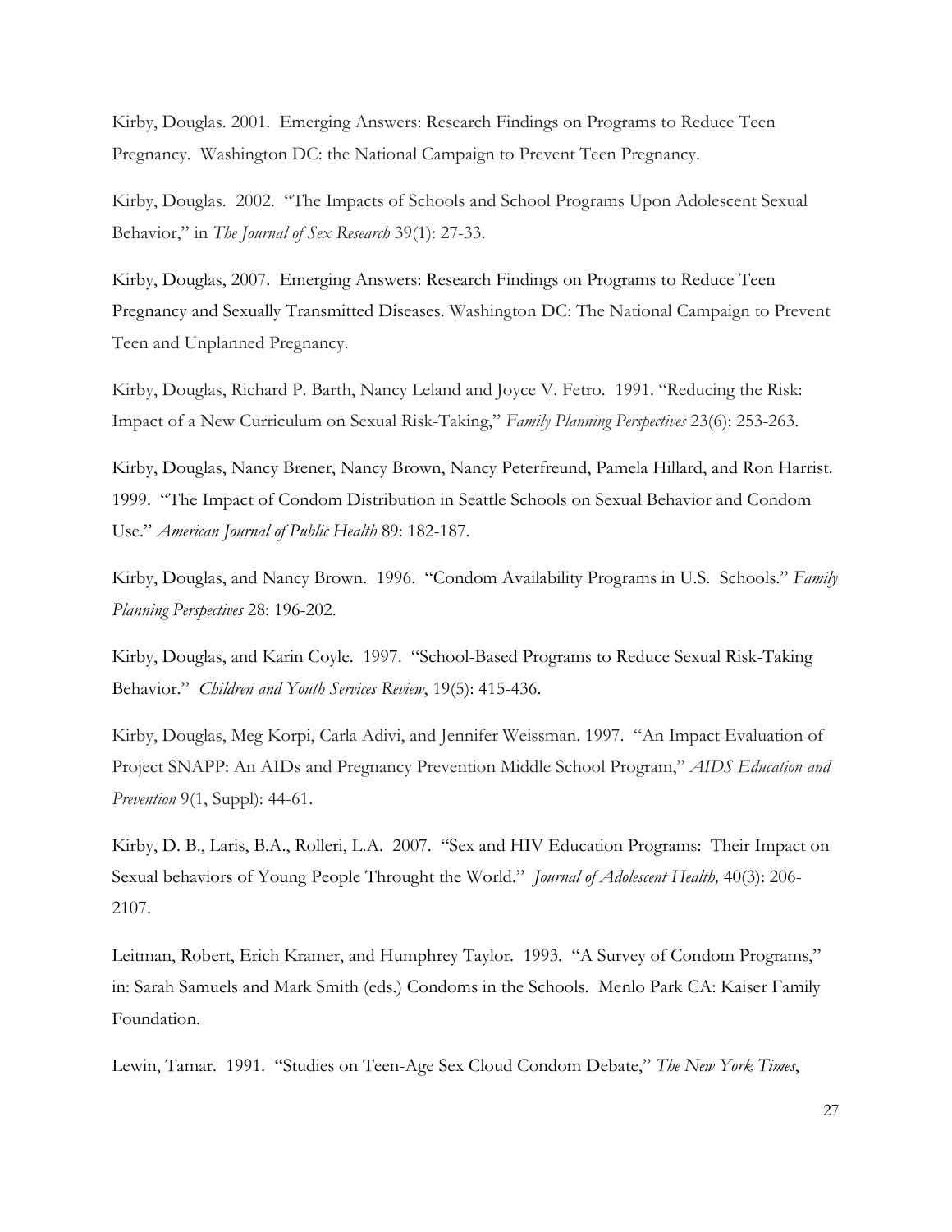Kirby, Douglas. 2001. Emerging Answers: Research Findings on Programs to Reduce Teen Pregnancy. Washington DC: the National Campaign to Prevent Teen Pregnancy.

Kirby, Douglas. 2002. "The Impacts of Schools and School Programs Upon Adolescent Sexual Behavior," in *The Journal of Sex Research* 39(1): 27-33.

Kirby, Douglas, 2007. Emerging Answers: Research Findings on Programs to Reduce Teen Pregnancy and Sexually Transmitted Diseases. Washington DC: The National Campaign to Prevent Teen and Unplanned Pregnancy.

Kirby, Douglas, Richard P. Barth, Nancy Leland and Joyce V. Fetro. 1991. "Reducing the Risk: Impact of a New Curriculum on Sexual Risk-Taking," *Family Planning Perspectives* 23(6): 253-263.

Kirby, Douglas, Nancy Brener, Nancy Brown, Nancy Peterfreund, Pamela Hillard, and Ron Harrist. 1999. "The Impact of Condom Distribution in Seattle Schools on Sexual Behavior and Condom Use." *American Journal of Public Health* 89: 182-187.

Kirby, Douglas, and Nancy Brown. 1996. "Condom Availability Programs in U.S. Schools." *Family Planning Perspectives* 28: 196-202.

Kirby, Douglas, and Karin Coyle. 1997. "School-Based Programs to Reduce Sexual Risk-Taking Behavior." *Children and Youth Services Review*, 19(5): 415-436.

Kirby, Douglas, Meg Korpi, Carla Adivi, and Jennifer Weissman. 1997. "An Impact Evaluation of Project SNAPP: An AIDs and Pregnancy Prevention Middle School Program," *AIDS Education and Prevention* 9(1, Suppl): 44-61.

Kirby, D. B., Laris, B.A., Rolleri, L.A. 2007. "Sex and HIV Education Programs: Their Impact on Sexual behaviors of Young People Throught the World." *Journal of Adolescent Health,* 40(3): 206-2107.

Leitman, Robert, Erich Kramer, and Humphrey Taylor. 1993. "A Survey of Condom Programs," in: Sarah Samuels and Mark Smith (eds.) Condoms in the Schools. Menlo Park CA: Kaiser Family Foundation.

Lewin, Tamar. 1991. "Studies on Teen-Age Sex Cloud Condom Debate," *The New York Times*,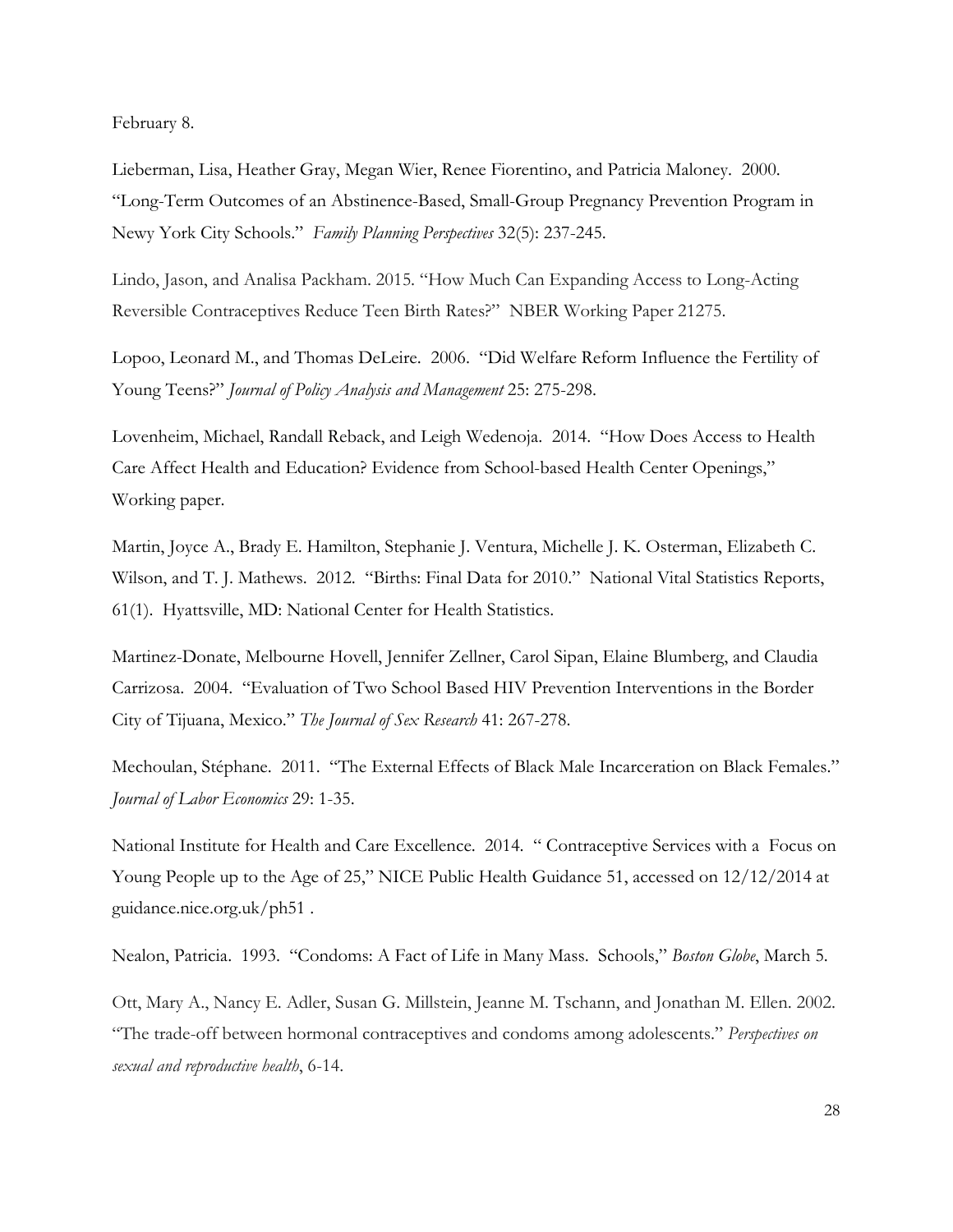February 8.

Lieberman, Lisa, Heather Gray, Megan Wier, Renee Fiorentino, and Patricia Maloney. 2000. "Long-Term Outcomes of an Abstinence-Based, Small-Group Pregnancy Prevention Program in Newy York City Schools." *Family Planning Perspectives* 32(5): 237-245.

Lindo, Jason, and Analisa Packham. 2015. "How Much Can Expanding Access to Long-Acting Reversible Contraceptives Reduce Teen Birth Rates?" NBER Working Paper 21275.

Lopoo, Leonard M., and Thomas DeLeire. 2006. "Did Welfare Reform Influence the Fertility of Young Teens?" *Journal of Policy Analysis and Management* 25: 275-298.

Lovenheim, Michael, Randall Reback, and Leigh Wedenoja. 2014. "How Does Access to Health Care Affect Health and Education? Evidence from School-based Health Center Openings," Working paper.

Martin, Joyce A., Brady E. Hamilton, Stephanie J. Ventura, Michelle J. K. Osterman, Elizabeth C. Wilson, and T. J. Mathews. 2012. "Births: Final Data for 2010." National Vital Statistics Reports, 61(1). Hyattsville, MD: National Center for Health Statistics.

Martinez-Donate, Melbourne Hovell, Jennifer Zellner, Carol Sipan, Elaine Blumberg, and Claudia Carrizosa. 2004. "Evaluation of Two School Based HIV Prevention Interventions in the Border City of Tijuana, Mexico." *The Journal of Sex Research* 41: 267-278.

Mechoulan, Stéphane. 2011. "The External Effects of Black Male Incarceration on Black Females." *Journal of Labor Economics* 29: 1-35.

National Institute for Health and Care Excellence. 2014. " Contraceptive Services with a Focus on Young People up to the Age of 25," NICE Public Health Guidance 51, accessed on 12/12/2014 at guidance.nice.org.uk/ph51 .

Nealon, Patricia. 1993. "Condoms: A Fact of Life in Many Mass. Schools," *Boston Globe*, March 5.

Ott, Mary A., Nancy E. Adler, Susan G. Millstein, Jeanne M. Tschann, and Jonathan M. Ellen. 2002. "The trade-off between hormonal contraceptives and condoms among adolescents." *Perspectives on sexual and reproductive health*, 6-14.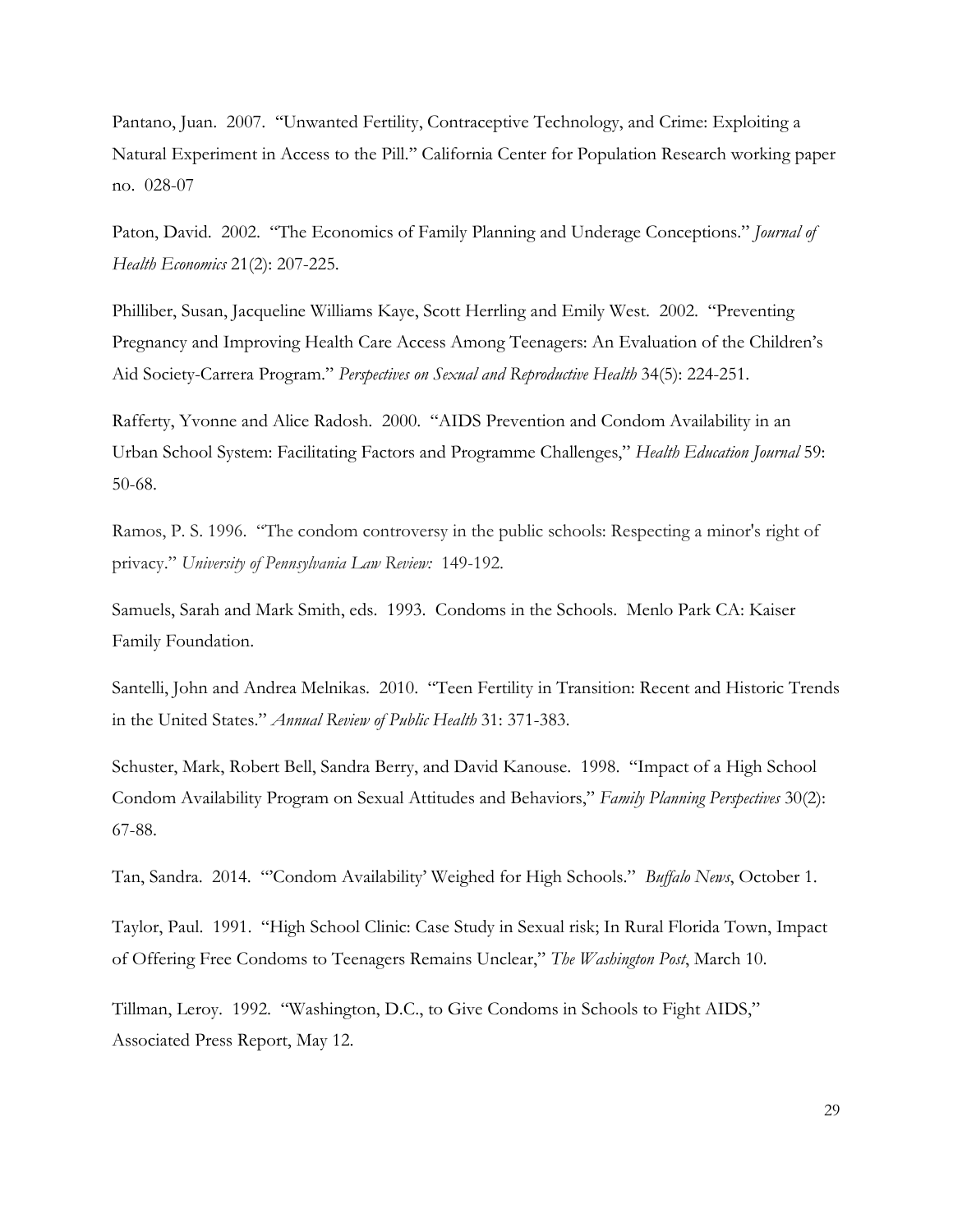Pantano, Juan. 2007. "Unwanted Fertility, Contraceptive Technology, and Crime: Exploiting a Natural Experiment in Access to the Pill." California Center for Population Research working paper no. 028-07

Paton, David. 2002. "The Economics of Family Planning and Underage Conceptions." *Journal of Health Economics* 21(2): 207-225.

Philliber, Susan, Jacqueline Williams Kaye, Scott Herrling and Emily West. 2002. "Preventing Pregnancy and Improving Health Care Access Among Teenagers: An Evaluation of the Children's Aid Society-Carrera Program." *Perspectives on Sexual and Reproductive Health* 34(5): 224-251.

Rafferty, Yvonne and Alice Radosh. 2000. "AIDS Prevention and Condom Availability in an Urban School System: Facilitating Factors and Programme Challenges," *Health Education Journal* 59: 50-68.

Ramos, P. S. 1996. "The condom controversy in the public schools: Respecting a minor's right of privacy." *University of Pennsylvania Law Review:* 149-192.

Samuels, Sarah and Mark Smith, eds. 1993. Condoms in the Schools. Menlo Park CA: Kaiser Family Foundation.

Santelli, John and Andrea Melnikas. 2010. "Teen Fertility in Transition: Recent and Historic Trends in the United States." *Annual Review of Public Health* 31: 371-383.

Schuster, Mark, Robert Bell, Sandra Berry, and David Kanouse. 1998. "Impact of a High School Condom Availability Program on Sexual Attitudes and Behaviors," *Family Planning Perspectives* 30(2): 67-88.

Tan, Sandra. 2014. "'Condom Availability' Weighed for High Schools." *Buffalo News*, October 1.

Taylor, Paul. 1991. "High School Clinic: Case Study in Sexual risk; In Rural Florida Town, Impact of Offering Free Condoms to Teenagers Remains Unclear," *The Washington Post*, March 10.

Tillman, Leroy. 1992. "Washington, D.C., to Give Condoms in Schools to Fight AIDS," Associated Press Report, May 12.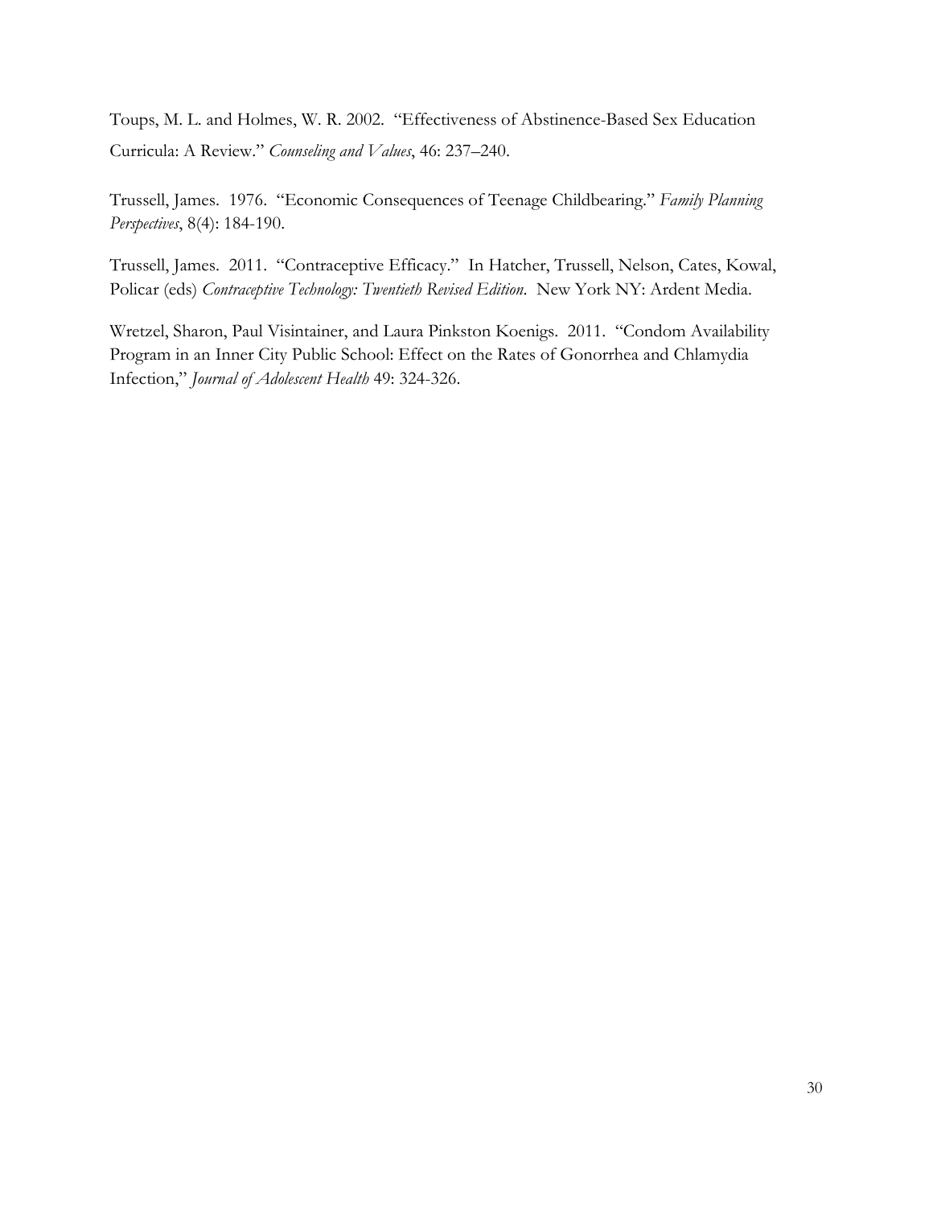Toups, M. L. and Holmes, W. R. 2002. "Effectiveness of Abstinence-Based Sex Education Curricula: A Review." *Counseling and Values*, 46: 237–240.

Trussell, James. 1976. "Economic Consequences of Teenage Childbearing." *Family Planning Perspectives*, 8(4): 184-190.

Trussell, James. 2011. "Contraceptive Efficacy." In Hatcher, Trussell, Nelson, Cates, Kowal, Policar (eds) *Contraceptive Technology: Twentieth Revised Edition*. New York NY: Ardent Media.

Wretzel, Sharon, Paul Visintainer, and Laura Pinkston Koenigs. 2011. "Condom Availability Program in an Inner City Public School: Effect on the Rates of Gonorrhea and Chlamydia Infection," *Journal of Adolescent Health* 49: 324-326.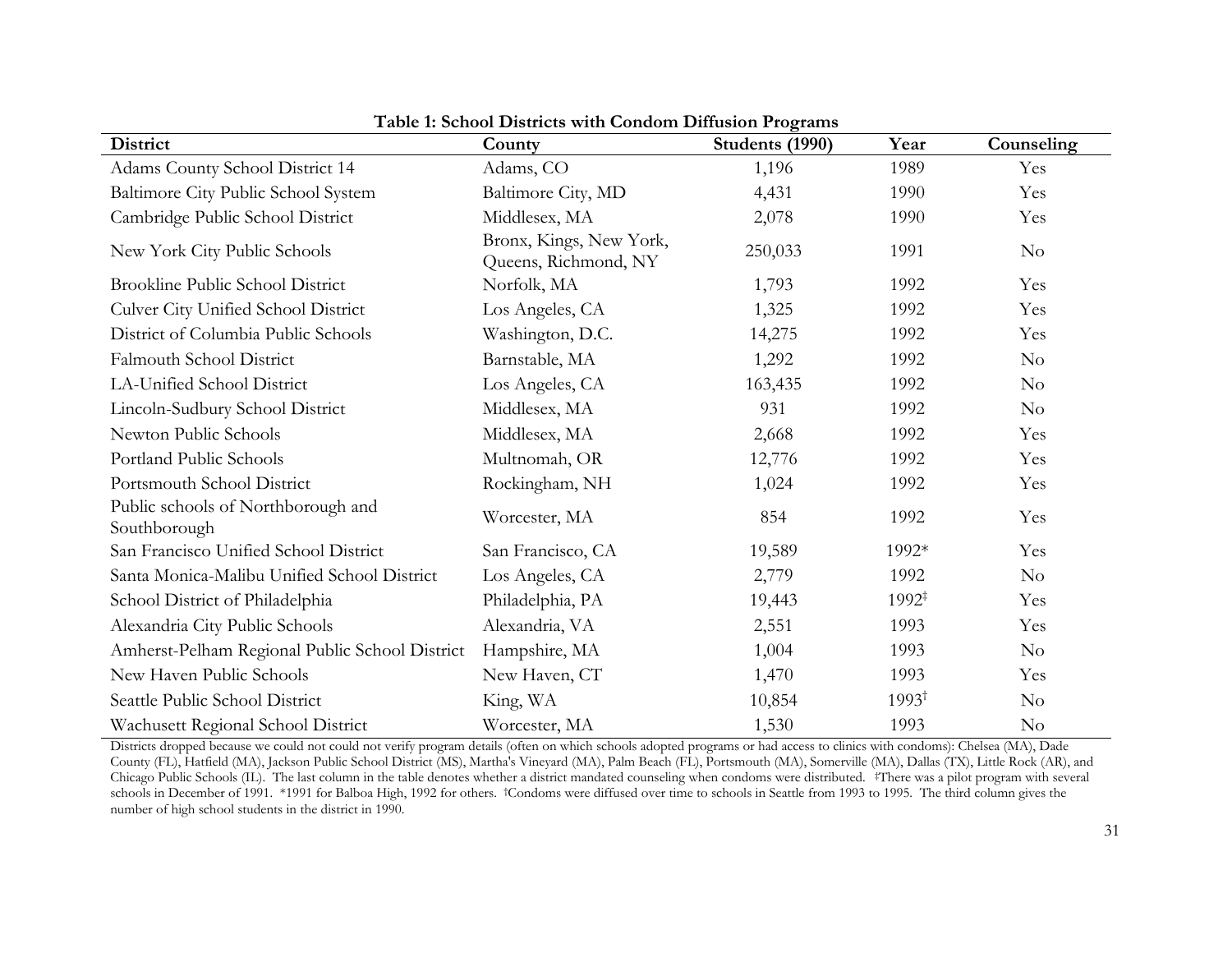**Table 1: School Districts with Condom Diffusion Programs**

| District | County | Students (1990) | Year | Counseling |
|---|---|---|---|---|
| Adams County School District 14 | Adams, CO | 1,196 | 1989 | Yes |
| Baltimore City Public School System | Baltimore City, MD | 4,431 | 1990 | Yes |
| Cambridge Public School District | Middlesex, MA | 2,078 | 1990 | Yes |
| New York City Public Schools | Bronx, Kings, New York, Queens, Richmond, NY | 250,033 | 1991 | No |
| Brookline Public School District | Norfolk, MA | 1,793 | 1992 | Yes |
| Culver City Unified School District | Los Angeles, CA | 1,325 | 1992 | Yes |
| District of Columbia Public Schools | Washington, D.C. | 14,275 | 1992 | Yes |
| Falmouth School District | Barnstable, MA | 1,292 | 1992 | No |
| LA-Unified School District | Los Angeles, CA | 163,435 | 1992 | No |
| Lincoln-Sudbury School District | Middlesex, MA | 931 | 1992 | No |
| Newton Public Schools | Middlesex, MA | 2,668 | 1992 | Yes |
| Portland Public Schools | Multnomah, OR | 12,776 | 1992 | Yes |
| Portsmouth School District | Rockingham, NH | 1,024 | 1992 | Yes |
| Public schools of Northborough and Southborough | Worcester, MA | 854 | 1992 | Yes |
| San Francisco Unified School District | San Francisco, CA | 19,589 | 1992* | Yes |
| Santa Monica-Malibu Unified School District | Los Angeles, CA | 2,779 | 1992 | No |
| School District of Philadelphia | Philadelphia, PA | 19,443 | 1992‡ | Yes |
| Alexandria City Public Schools | Alexandria, VA | 2,551 | 1993 | Yes |
| Amherst-Pelham Regional Public School District | Hampshire, MA | 1,004 | 1993 | No |
| New Haven Public Schools | New Haven, CT | 1,470 | 1993 | Yes |
| Seattle Public School District | King, WA | 10,854 | 1993† | No |
| Wachusett Regional School District | Worcester, MA | 1,530 | 1993 | No |

Districts dropped because we could not could not verify program details (often on which schools adopted programs or had access to clinics with condoms): Chelsea (MA), Dade County (FL), Hatfield (MA), Jackson Public School District (MS), Martha's Vineyard (MA), Palm Beach (FL), Portsmouth (MA), Somerville (MA), Dallas (TX), Little Rock (AR), and Chicago Public Schools (IL). The last column in the table denotes whether a district mandated counseling when condoms were distributed. ‡There was a pilot program with several schools in December of 1991. *1991 for Balboa High, 1992 for others. †Condoms were diffused over time to schools in Seattle from 1993 to 1995. The third column gives the number of high school students in the district in 1990.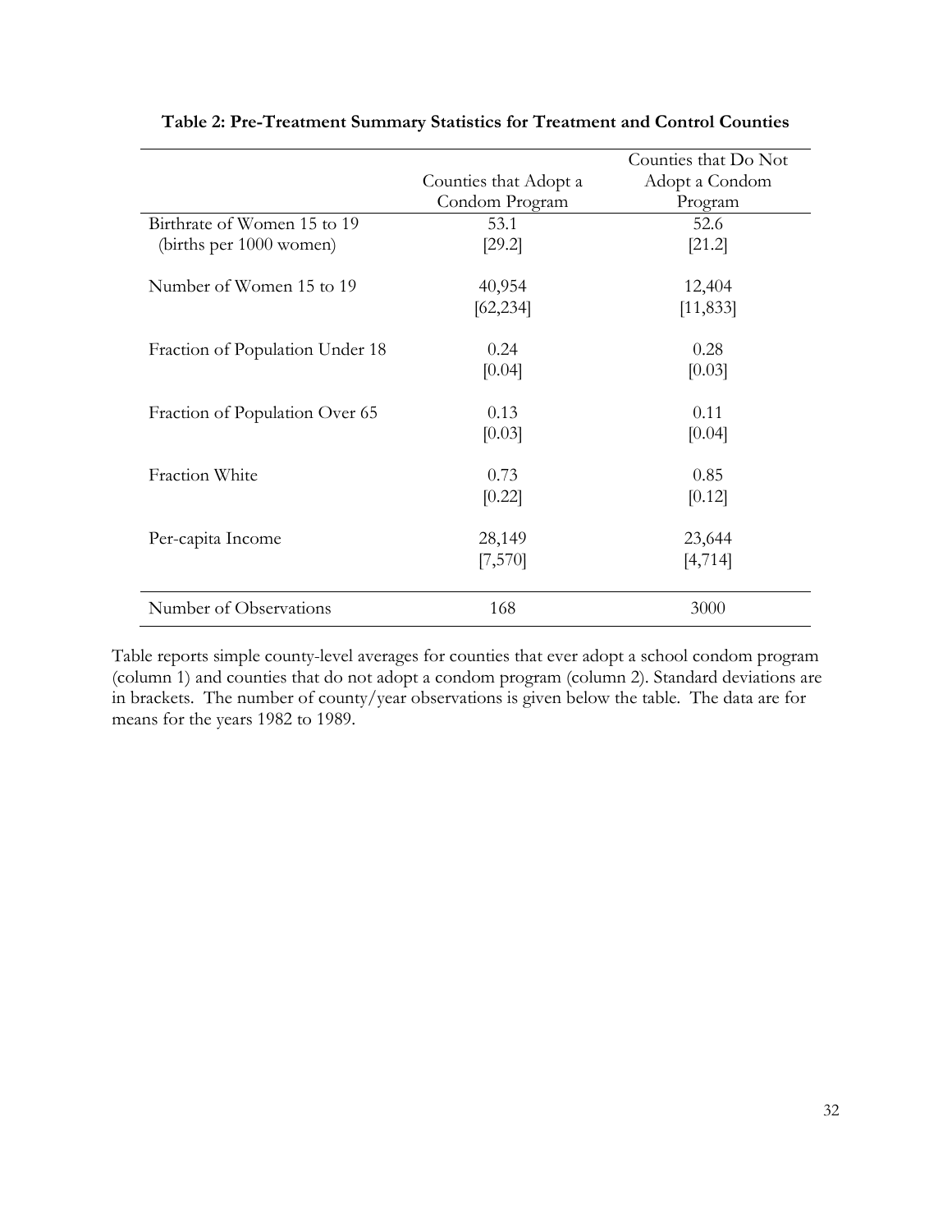**Table 2: Pre-Treatment Summary Statistics for Treatment and Control Counties**

| | Counties that Adopt a Condom Program | Counties that Do Not Adopt a Condom Program |
|---|---|---|
| Birthrate of Women 15 to 19 | 53.1 | 52.6 |
| (births per 1000 women) | [29.2] | [21.2] |
| Number of Women 15 to 19 | 40,954 | 12,404 |
| | [62,234] | [11,833] |
| Fraction of Population Under 18 | 0.24 | 0.28 |
| | [0.04] | [0.03] |
| Fraction of Population Over 65 | 0.13 | 0.11 |
| | [0.03] | [0.04] |
| Fraction White | 0.73 | 0.85 |
| | [0.22] | [0.12] |
| Per-capita Income | 28,149 | 23,644 |
| | [7,570] | [4,714] |
| Number of Observations | 168 | 3000 |

Table reports simple county-level averages for counties that ever adopt a school condom program (column 1) and counties that do not adopt a condom program (column 2). Standard deviations are in brackets. The number of county/year observations is given below the table. The data are for means for the years 1982 to 1989.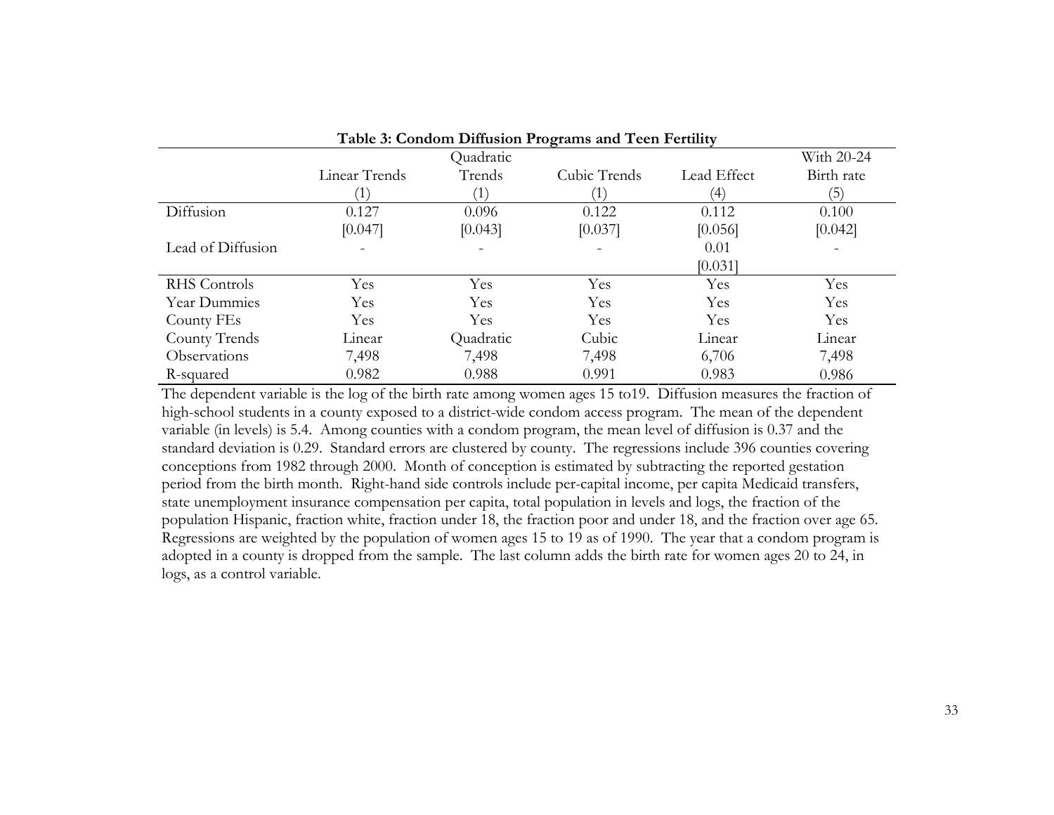**Table 3: Condom Diffusion Programs and Teen Fertility**

| | Linear Trends | Quadratic Trends | Cubic Trends | Lead Effect | With 20-24 Birth rate |
|---|---|---|---|---|---|
| | (1) | (1) | (1) | (4) | (5) |
| Diffusion | 0.127 | 0.096 | 0.122 | 0.112 | 0.100 |
| | [0.047] | [0.043] | [0.037] | [0.056] | [0.042] |
| Lead of Diffusion | - | - | - | 0.01 | - |
| | | | | [0.031] | |
| RHS Controls | Yes | Yes | Yes | Yes | Yes |
| Year Dummies | Yes | Yes | Yes | Yes | Yes |
| County FEs | Yes | Yes | Yes | Yes | Yes |
| County Trends | Linear | Quadratic | Cubic | Linear | Linear |
| Observations | 7,498 | 7,498 | 7,498 | 6,706 | 7,498 |
| R-squared | 0.982 | 0.988 | 0.991 | 0.983 | 0.986 |

The dependent variable is the log of the birth rate among women ages 15 to19. Diffusion measures the fraction of high-school students in a county exposed to a district-wide condom access program. The mean of the dependent variable (in levels) is 5.4. Among counties with a condom program, the mean level of diffusion is 0.37 and the standard deviation is 0.29. Standard errors are clustered by county. The regressions include 396 counties covering conceptions from 1982 through 2000. Month of conception is estimated by subtracting the reported gestation period from the birth month. Right-hand side controls include per-capital income, per capita Medicaid transfers, state unemployment insurance compensation per capita, total population in levels and logs, the fraction of the population Hispanic, fraction white, fraction under 18, the fraction poor and under 18, and the fraction over age 65. Regressions are weighted by the population of women ages 15 to 19 as of 1990. The year that a condom program is adopted in a county is dropped from the sample. The last column adds the birth rate for women ages 20 to 24, in logs, as a control variable.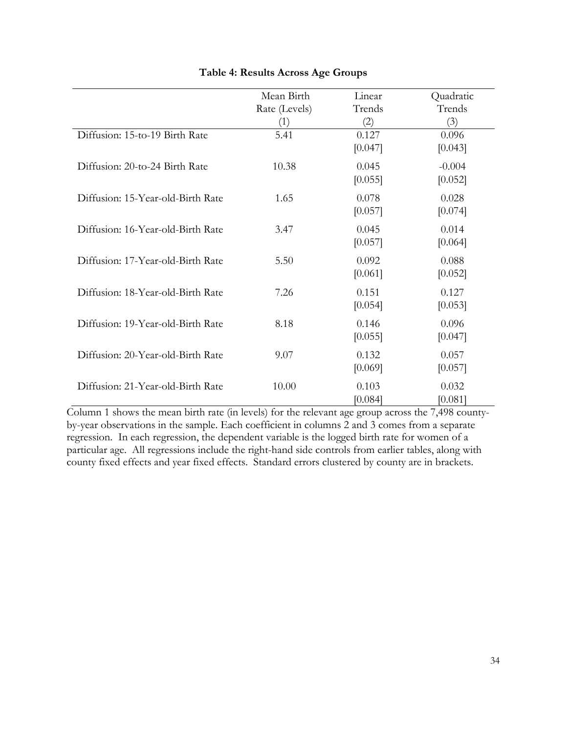**Table 4: Results Across Age Groups**

| | Mean Birth Rate (Levels) (1) | Linear Trends (2) | Quadratic Trends (3) |
|---|---|---|---|
| Diffusion: 15-to-19 Birth Rate | 5.41 | 0.127 | 0.096 |
| | | [0.047] | [0.043] |
| Diffusion: 20-to-24 Birth Rate | 10.38 | 0.045 | -0.004 |
| | | [0.055] | [0.052] |
| Diffusion: 15-Year-old-Birth Rate | 1.65 | 0.078 | 0.028 |
| | | [0.057] | [0.074] |
| Diffusion: 16-Year-old-Birth Rate | 3.47 | 0.045 | 0.014 |
| | | [0.057] | [0.064] |
| Diffusion: 17-Year-old-Birth Rate | 5.50 | 0.092 | 0.088 |
| | | [0.061] | [0.052] |
| Diffusion: 18-Year-old-Birth Rate | 7.26 | 0.151 | 0.127 |
| | | [0.054] | [0.053] |
| Diffusion: 19-Year-old-Birth Rate | 8.18 | 0.146 | 0.096 |
| | | [0.055] | [0.047] |
| Diffusion: 20-Year-old-Birth Rate | 9.07 | 0.132 | 0.057 |
| | | [0.069] | [0.057] |
| Diffusion: 21-Year-old-Birth Rate | 10.00 | 0.103 | 0.032 |
| | | [0.084] | [0.081] |

Column 1 shows the mean birth rate (in levels) for the relevant age group across the 7,498 county-by-year observations in the sample. Each coefficient in columns 2 and 3 comes from a separate regression. In each regression, the dependent variable is the logged birth rate for women of a particular age. All regressions include the right-hand side controls from earlier tables, along with county fixed effects and year fixed effects. Standard errors clustered by county are in brackets.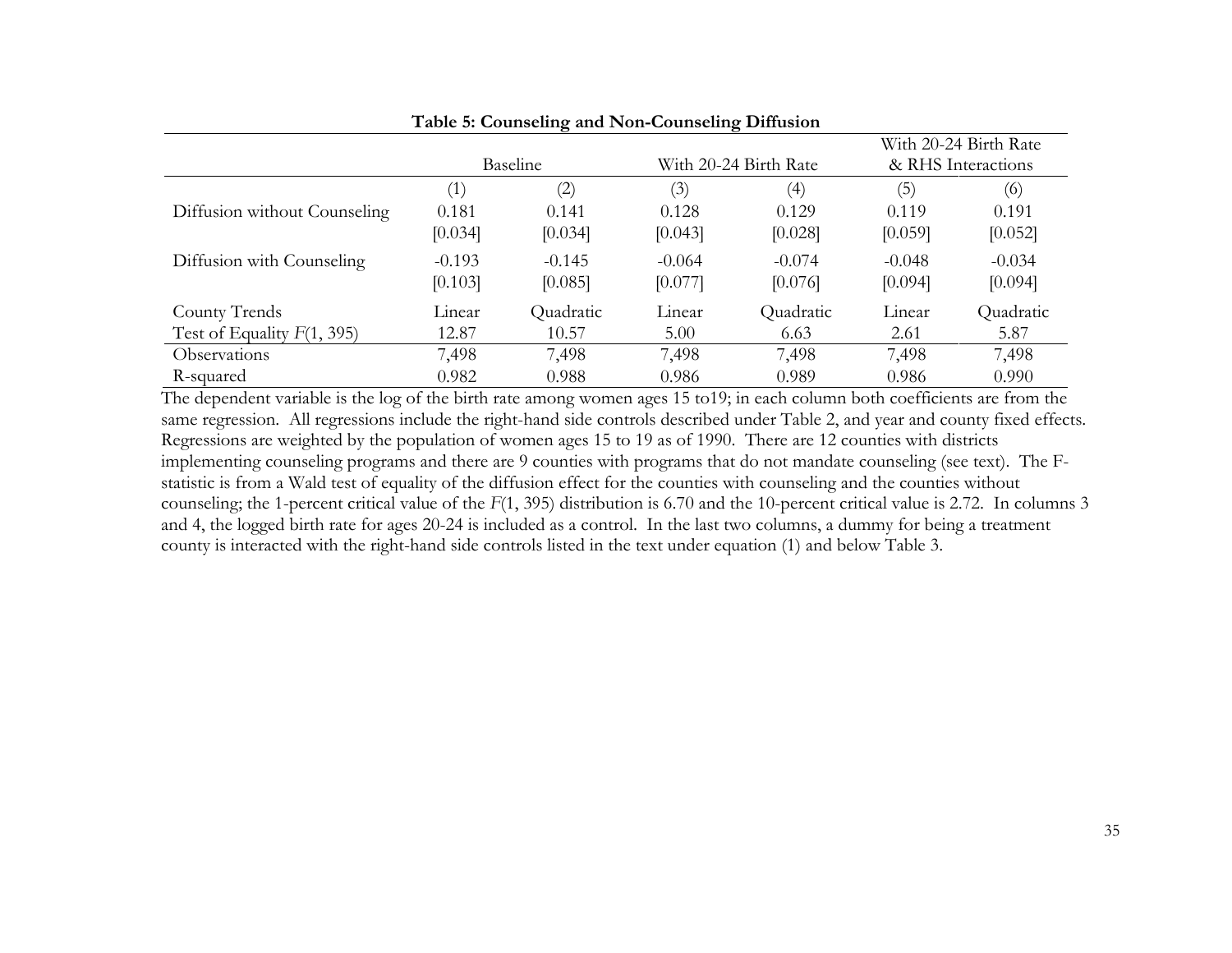**Table 5: Counseling and Non-Counseling Diffusion**

| | Baseline | | With 20-24 Birth Rate | | With 20-24 Birth Rate & RHS Interactions | |
|---|---|---|---|---|---|---|
| | (1) | (2) | (3) | (4) | (5) | (6) |
| Diffusion without Counseling | 0.181 | 0.141 | 0.128 | 0.129 | 0.119 | 0.191 |
| | [0.034] | [0.034] | [0.043] | [0.028] | [0.059] | [0.052] |
| Diffusion with Counseling | -0.193 | -0.145 | -0.064 | -0.074 | -0.048 | -0.034 |
| | [0.103] | [0.085] | [0.077] | [0.076] | [0.094] | [0.094] |
| County Trends | Linear | Quadratic | Linear | Quadratic | Linear | Quadratic |
| Test of Equality *F*(1, 395) | 12.87 | 10.57 | 5.00 | 6.63 | 2.61 | 5.87 |
| Observations | 7,498 | 7,498 | 7,498 | 7,498 | 7,498 | 7,498 |
| R-squared | 0.982 | 0.988 | 0.986 | 0.989 | 0.986 | 0.990 |

The dependent variable is the log of the birth rate among women ages 15 to19; in each column both coefficients are from the same regression. All regressions include the right-hand side controls described under Table 2, and year and county fixed effects. Regressions are weighted by the population of women ages 15 to 19 as of 1990. There are 12 counties with districts implementing counseling programs and there are 9 counties with programs that do not mandate counseling (see text). The F-statistic is from a Wald test of equality of the diffusion effect for the counties with counseling and the counties without counseling; the 1-percent critical value of the *F*(1, 395) distribution is 6.70 and the 10-percent critical value is 2.72. In columns 3 and 4, the logged birth rate for ages 20-24 is included as a control. In the last two columns, a dummy for being a treatment county is interacted with the right-hand side controls listed in the text under equation (1) and below Table 3.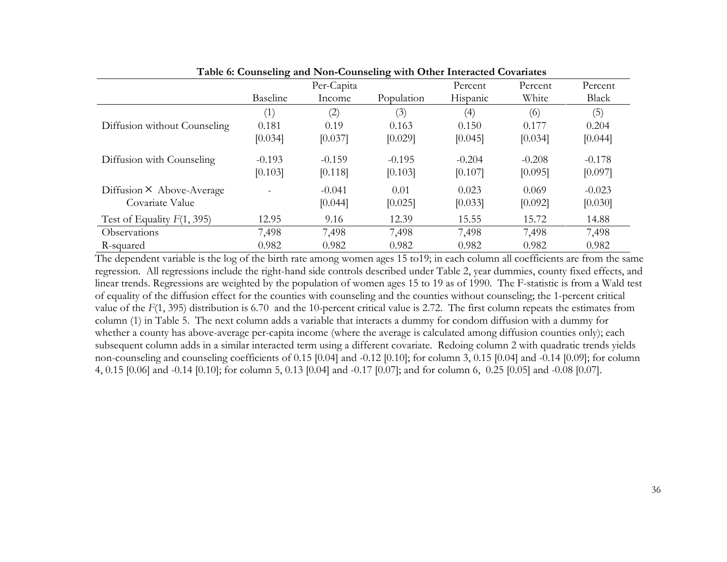**Table 6: Counseling and Non-Counseling with Other Interacted Covariates**

| | Baseline | Per-Capita Income | Population | Percent Hispanic | Percent White | Percent Black |
|---|---|---|---|---|---|---|
| | (1) | (2) | (3) | (4) | (6) | (5) |
| Diffusion without Counseling | 0.181 | 0.19 | 0.163 | 0.150 | 0.177 | 0.204 |
| | [0.034] | [0.037] | [0.029] | [0.045] | [0.034] | [0.044] |
| Diffusion with Counseling | -0.193 | -0.159 | -0.195 | -0.204 | -0.208 | -0.178 |
| | [0.103] | [0.118] | [0.103] | [0.107] | [0.095] | [0.097] |
| Diffusion × Above-Average Covariate Value | - | -0.041 | 0.01 | 0.023 | 0.069 | -0.023 |
| | | [0.044] | [0.025] | [0.033] | [0.092] | [0.030] |
| Test of Equality $F(1, 395)$ | 12.95 | 9.16 | 12.39 | 15.55 | 15.72 | 14.88 |
| Observations | 7,498 | 7,498 | 7,498 | 7,498 | 7,498 | 7,498 |
| R-squared | 0.982 | 0.982 | 0.982 | 0.982 | 0.982 | 0.982 |

The dependent variable is the log of the birth rate among women ages 15 to19; in each column all coefficients are from the same regression. All regressions include the right-hand side controls described under Table 2, year dummies, county fixed effects, and linear trends. Regressions are weighted by the population of women ages 15 to 19 as of 1990. The F-statistic is from a Wald test of equality of the diffusion effect for the counties with counseling and the counties without counseling; the 1-percent critical value of the $F(1, 395)$ distribution is 6.70 and the 10-percent critical value is 2.72. The first column repeats the estimates from column (1) in Table 5. The next column adds a variable that interacts a dummy for condom diffusion with a dummy for whether a county has above-average per-capita income (where the average is calculated among diffusion counties only); each subsequent column adds in a similar interacted term using a different covariate. Redoing column 2 with quadratic trends yields non-counseling and counseling coefficients of 0.15 [0.04] and -0.12 [0.10]; for column 3, 0.15 [0.04] and -0.14 [0.09]; for column 4, 0.15 [0.06] and -0.14 [0.10]; for column 5, 0.13 [0.04] and -0.17 [0.07]; and for column 6, 0.25 [0.05] and -0.08 [0.07].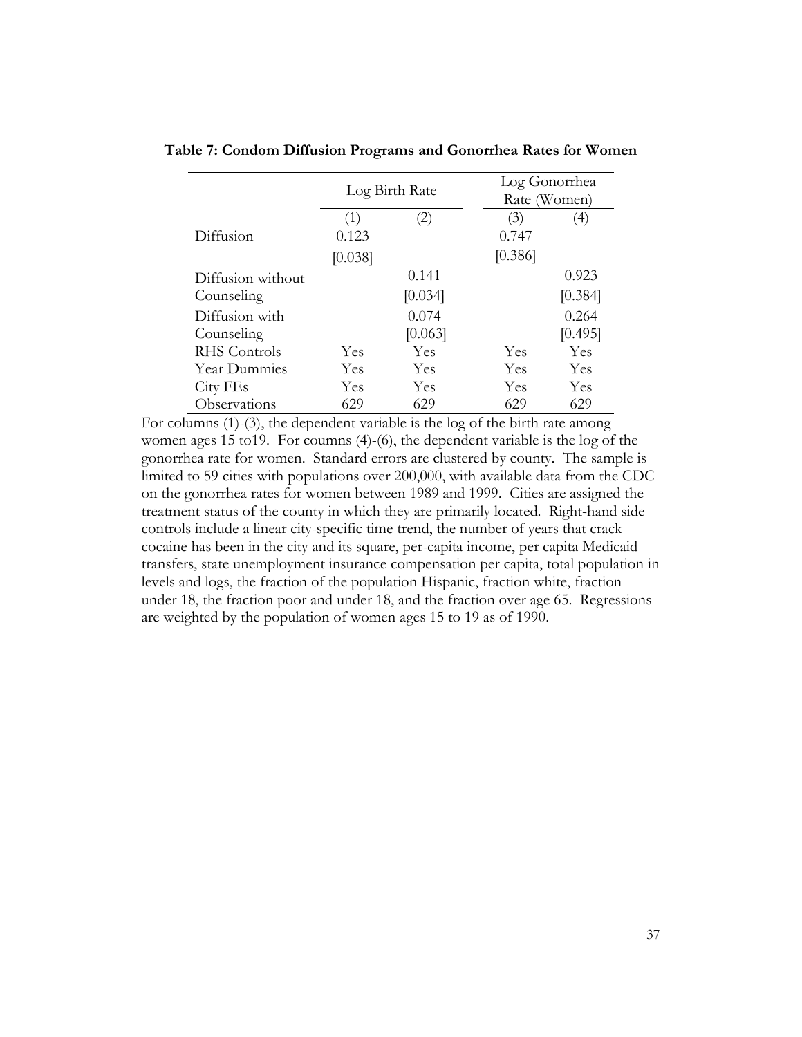**Table 7: Condom Diffusion Programs and Gonorrhea Rates for Women**

| | Log Birth Rate | | Log Gonorrhea Rate (Women) | |
|---|---|---|---|---|
| | (1) | (2) | (3) | (4) |
| Diffusion | 0.123 | | 0.747 | |
| | [0.038] | | [0.386] | |
| Diffusion without Counseling | | 0.141 | | 0.923 |
| | | [0.034] | | [0.384] |
| Diffusion with Counseling | | 0.074 | | 0.264 |
| | | [0.063] | | [0.495] |
| RHS Controls | Yes | Yes | Yes | Yes |
| Year Dummies | Yes | Yes | Yes | Yes |
| City FEs | Yes | Yes | Yes | Yes |
| Observations | 629 | 629 | 629 | 629 |

For columns (1)-(3), the dependent variable is the log of the birth rate among women ages 15 to19. For coumns (4)-(6), the dependent variable is the log of the gonorrhea rate for women. Standard errors are clustered by county. The sample is limited to 59 cities with populations over 200,000, with available data from the CDC on the gonorrhea rates for women between 1989 and 1999. Cities are assigned the treatment status of the county in which they are primarily located. Right-hand side controls include a linear city-specific time trend, the number of years that crack cocaine has been in the city and its square, per-capita income, per capita Medicaid transfers, state unemployment insurance compensation per capita, total population in levels and logs, the fraction of the population Hispanic, fraction white, fraction under 18, the fraction poor and under 18, and the fraction over age 65. Regressions are weighted by the population of women ages 15 to 19 as of 1990.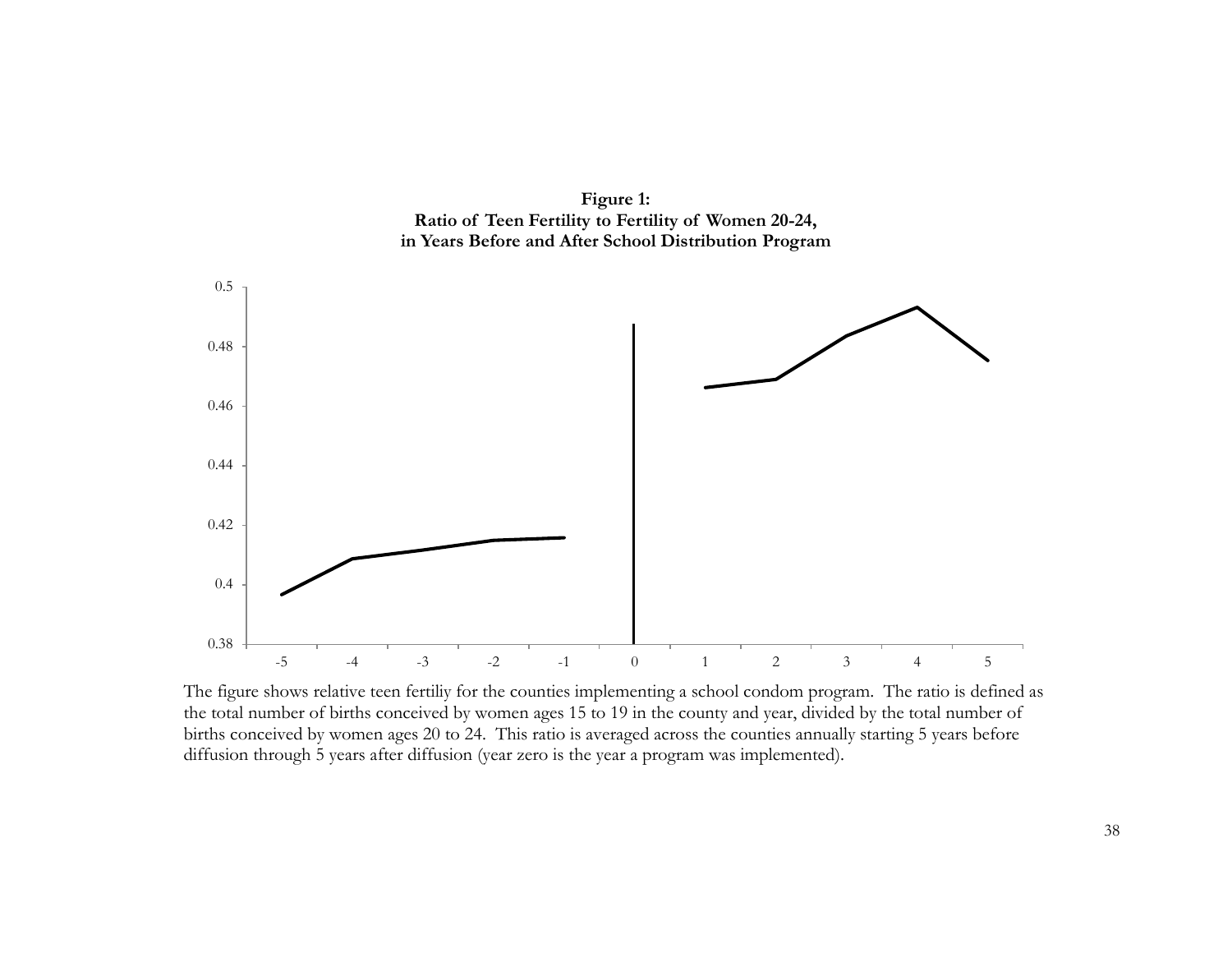**Figure 1:**
**Ratio of Teen Fertility to Fertility of Women 20-24,**
**in Years Before and After School Distribution Program**

The figure shows relative teen fertiliy for the counties implementing a school condom program. The ratio is defined as the total number of births conceived by women ages 15 to 19 in the county and year, divided by the total number of births conceived by women ages 20 to 24. This ratio is averaged across the counties annually starting 5 years before diffusion through 5 years after diffusion (year zero is the year a program was implemented).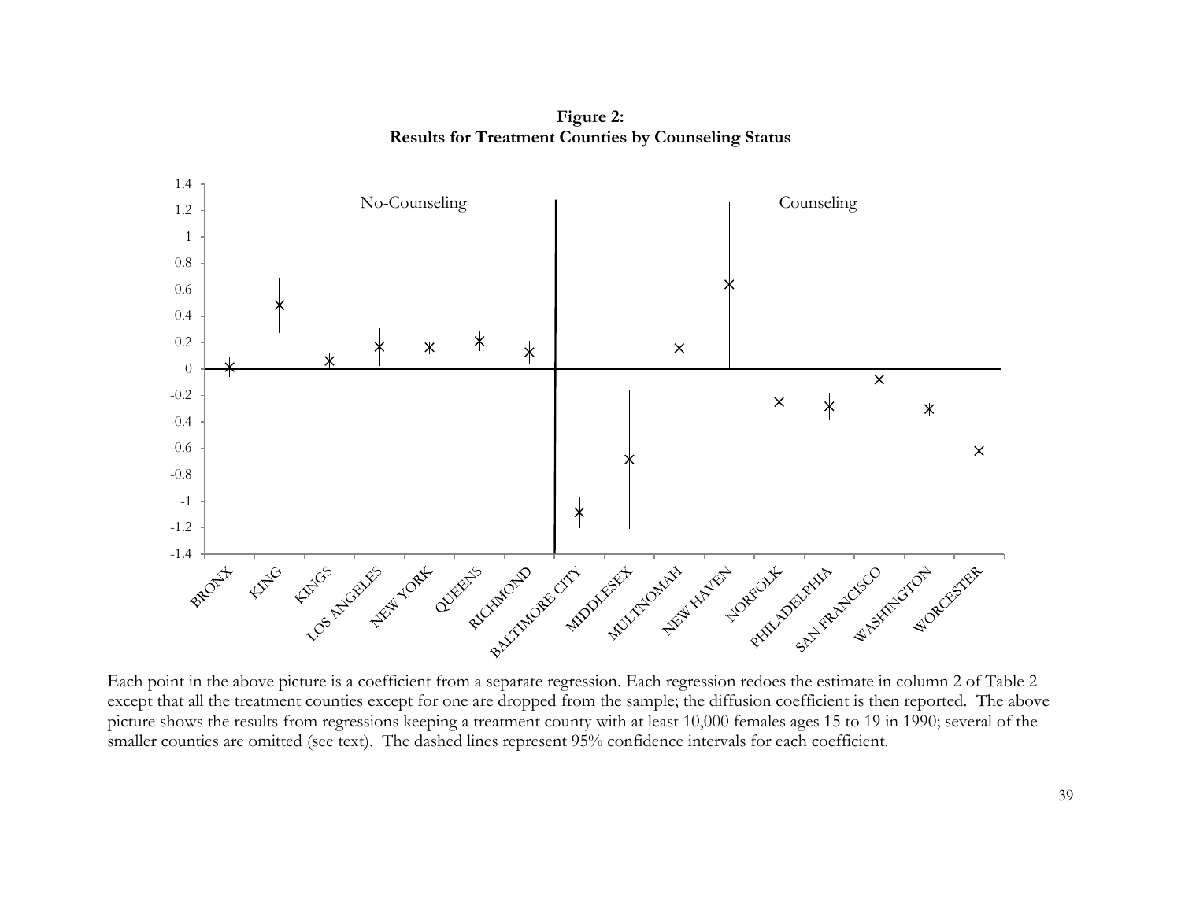**Figure 2:**
**Results for Treatment Counties by Counseling Status**

Each point in the above picture is a coefficient from a separate regression. Each regression redoes the estimate in column 2 of Table 2 except that all the treatment counties except for one are dropped from the sample; the diffusion coefficient is then reported. The above picture shows the results from regressions keeping a treatment county with at least 10,000 females ages 15 to 19 in 1990; several of the smaller counties are omitted (see text). The dashed lines represent 95% confidence intervals for each coefficient.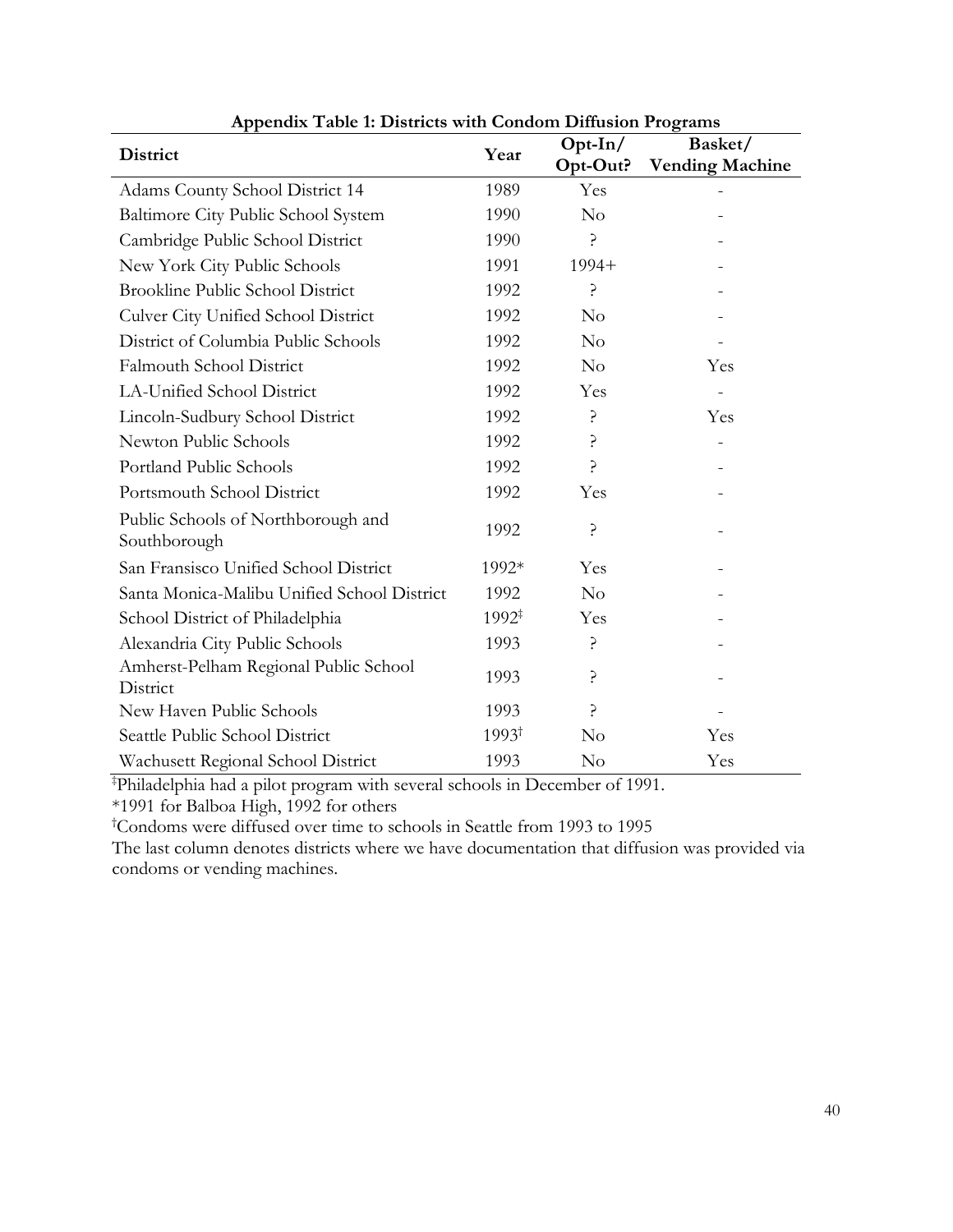**Appendix Table 1: Districts with Condom Diffusion Programs**

| District | Year | Opt-In/ Opt-Out? | Basket/ Vending Machine |
|---|---|---|---|
| Adams County School District 14 | 1989 | Yes | - |
| Baltimore City Public School System | 1990 | No | - |
| Cambridge Public School District | 1990 | ? | - |
| New York City Public Schools | 1991 | 1994+ | - |
| Brookline Public School District | 1992 | ? | - |
| Culver City Unified School District | 1992 | No | - |
| District of Columbia Public Schools | 1992 | No | - |
| Falmouth School District | 1992 | No | Yes |
| LA-Unified School District | 1992 | Yes | - |
| Lincoln-Sudbury School District | 1992 | ? | Yes |
| Newton Public Schools | 1992 | ? | - |
| Portland Public Schools | 1992 | ? | - |
| Portsmouth School District | 1992 | Yes | - |
| Public Schools of Northborough and Southborough | 1992 | ? | - |
| San Fransisco Unified School District | 1992* | Yes | - |
| Santa Monica-Malibu Unified School District | 1992 | No | - |
| School District of Philadelphia | 1992‡ | Yes | - |
| Alexandria City Public Schools | 1993 | ? | - |
| Amherst-Pelham Regional Public School District | 1993 | ? | - |
| New Haven Public Schools | 1993 | ? | - |
| Seattle Public School District | 1993† | No | Yes |
| Wachusett Regional School District | 1993 | No | Yes |

‡Philadelphia had a pilot program with several schools in December of 1991.

*1991 for Balboa High, 1992 for others

†Condoms were diffused over time to schools in Seattle from 1993 to 1995

The last column denotes districts where we have documentation that diffusion was provided via condoms or vending machines.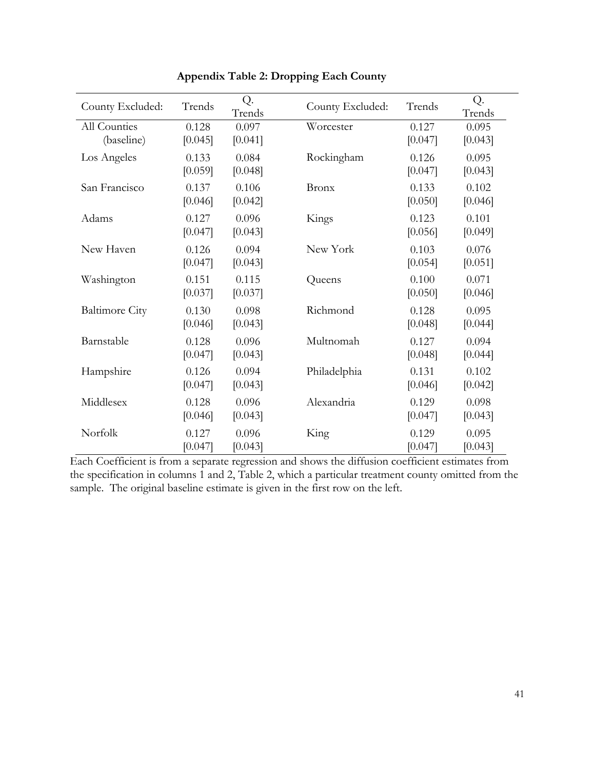**Appendix Table 2: Dropping Each County**

| County Excluded: | Trends | Q. Trends | County Excluded: | Trends | Q. Trends |
|---|---|---|---|---|---|
| All Counties (baseline) | 0.128<br>[0.045] | 0.097<br>[0.041] | Worcester | 0.127<br>[0.047] | 0.095<br>[0.043] |
| Los Angeles | 0.133<br>[0.059] | 0.084<br>[0.048] | Rockingham | 0.126<br>[0.047] | 0.095<br>[0.043] |
| San Francisco | 0.137<br>[0.046] | 0.106<br>[0.042] | Bronx | 0.133<br>[0.050] | 0.102<br>[0.046] |
| Adams | 0.127<br>[0.047] | 0.096<br>[0.043] | Kings | 0.123<br>[0.056] | 0.101<br>[0.049] |
| New Haven | 0.126<br>[0.047] | 0.094<br>[0.043] | New York | 0.103<br>[0.054] | 0.076<br>[0.051] |
| Washington | 0.151<br>[0.037] | 0.115<br>[0.037] | Queens | 0.100<br>[0.050] | 0.071<br>[0.046] |
| Baltimore City | 0.130<br>[0.046] | 0.098<br>[0.043] | Richmond | 0.128<br>[0.048] | 0.095<br>[0.044] |
| Barnstable | 0.128<br>[0.047] | 0.096<br>[0.043] | Multnomah | 0.127<br>[0.048] | 0.094<br>[0.044] |
| Hampshire | 0.126<br>[0.047] | 0.094<br>[0.043] | Philadelphia | 0.131<br>[0.046] | 0.102<br>[0.042] |
| Middlesex | 0.128<br>[0.046] | 0.096<br>[0.043] | Alexandria | 0.129<br>[0.047] | 0.098<br>[0.043] |
| Norfolk | 0.127<br>[0.047] | 0.096<br>[0.043] | King | 0.129<br>[0.047] | 0.095<br>[0.043] |

Each Coefficient is from a separate regression and shows the diffusion coefficient estimates from the specification in columns 1 and 2, Table 2, which a particular treatment county omitted from the sample. The original baseline estimate is given in the first row on the left.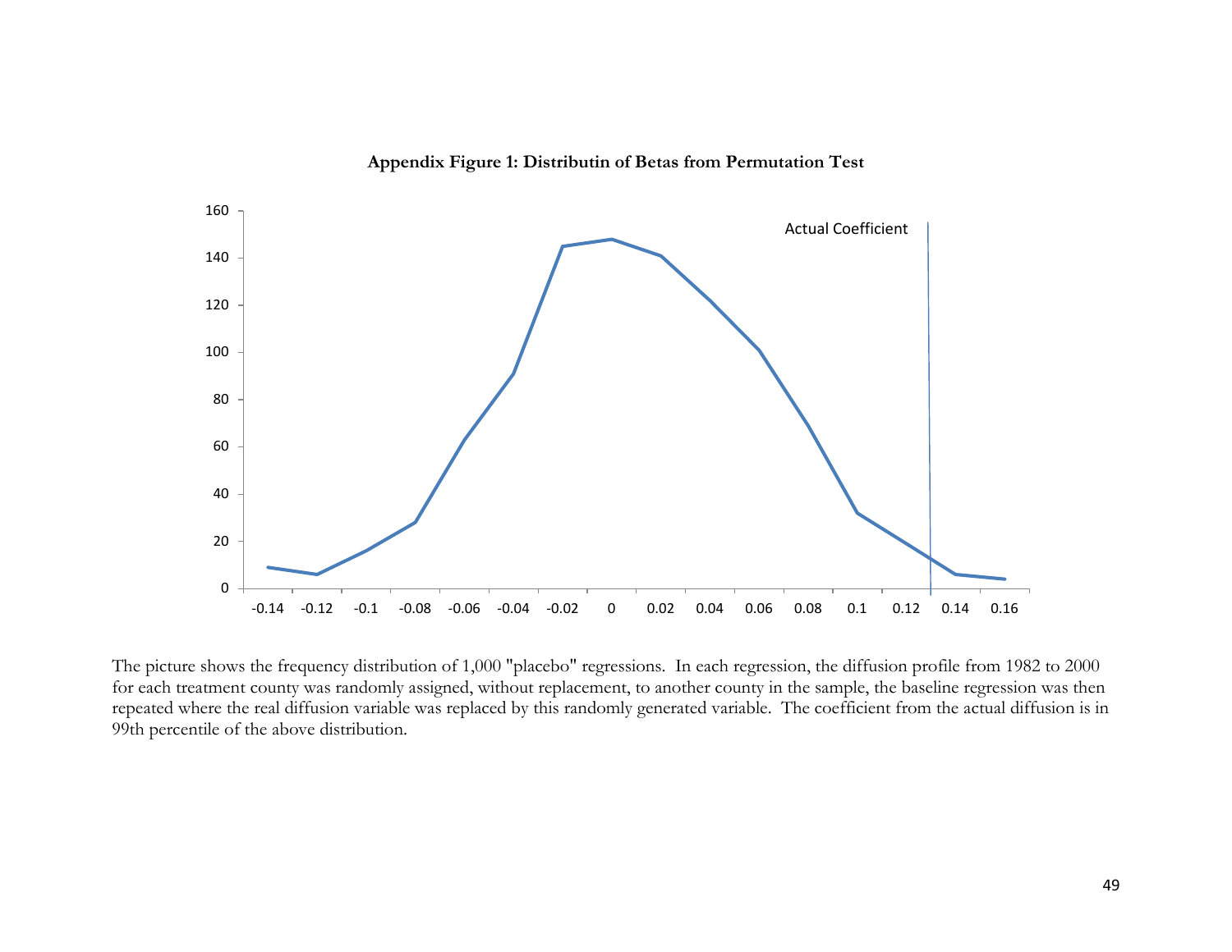**Appendix Figure 1: Distributin of Betas from Permutation Test**

160

140

120

100

80

60

40

20

0

-0.14 -0.12 -0.1 -0.08 -0.06 -0.04 -0.02 0 0.02 0.04 0.06 0.08 0.1 0.12 0.14 0.16

Actual Coefficient

The picture shows the frequency distribution of 1,000 "placebo" regressions. In each regression, the diffusion profile from 1982 to 2000 for each treatment county was randomly assigned, without replacement, to another county in the sample, the baseline regression was then repeated where the real diffusion variable was replaced by this randomly generated variable. The coefficient from the actual diffusion is in 99th percentile of the above distribution.